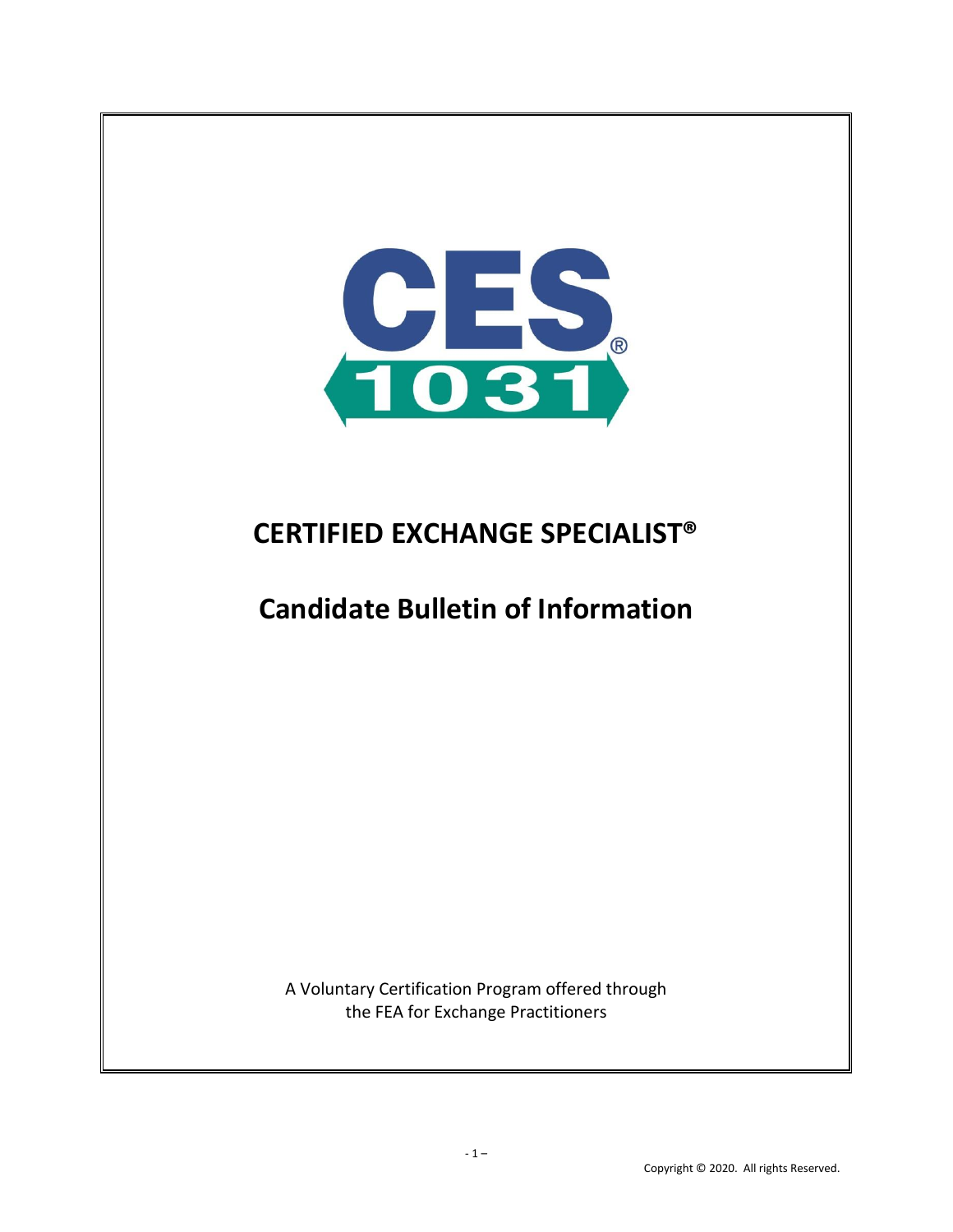CES® 1031

# CERTIFIED EXCHANGE SPECIALIST®

# Candidate Bulletin of Information

A Voluntary Certification Program offered through the FEA for Exchange Practitioners

Copyright © 2020. All rights Reserved.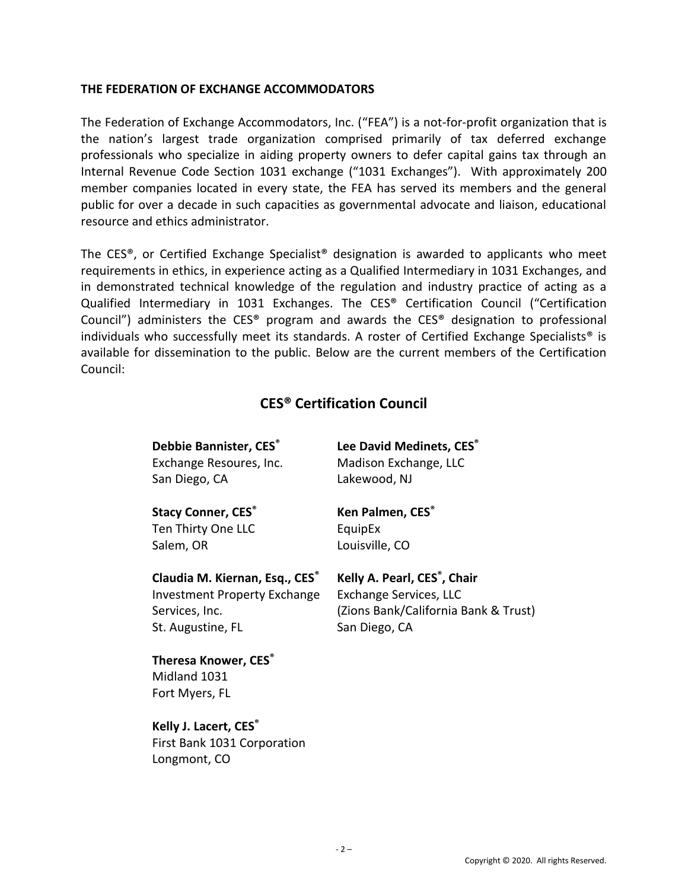**THE FEDERATION OF EXCHANGE ACCOMMODATORS**

The Federation of Exchange Accommodators, Inc. ("FEA") is a not-for-profit organization that is the nation's largest trade organization comprised primarily of tax deferred exchange professionals who specialize in aiding property owners to defer capital gains tax through an Internal Revenue Code Section 1031 exchange ("1031 Exchanges"). With approximately 200 member companies located in every state, the FEA has served its members and the general public for over a decade in such capacities as governmental advocate and liaison, educational resource and ethics administrator.

The CES®, or Certified Exchange Specialist® designation is awarded to applicants who meet requirements in ethics, in experience acting as a Qualified Intermediary in 1031 Exchanges, and in demonstrated technical knowledge of the regulation and industry practice of acting as a Qualified Intermediary in 1031 Exchanges. The CES® Certification Council ("Certification Council") administers the CES® program and awards the CES® designation to professional individuals who successfully meet its standards. A roster of Certified Exchange Specialists® is available for dissemination to the public. Below are the current members of the Certification Council:

## CES® Certification Council

**Debbie Bannister, CES®**
Exchange Resoures, Inc.
San Diego, CA

**Stacy Conner, CES®**
Ten Thirty One LLC
Salem, OR

**Claudia M. Kiernan, Esq., CES®**
Investment Property Exchange Services, Inc.
St. Augustine, FL

**Theresa Knower, CES®**
Midland 1031
Fort Myers, FL

**Kelly J. Lacert, CES®**
First Bank 1031 Corporation
Longmont, CO

**Lee David Medinets, CES®**
Madison Exchange, LLC
Lakewood, NJ

**Ken Palmen, CES®**
EquipEx
Louisville, CO

**Kelly A. Pearl, CES®, Chair**
Exchange Services, LLC
(Zions Bank/California Bank & Trust)
San Diego, CA

Copyright © 2020. All rights Reserved.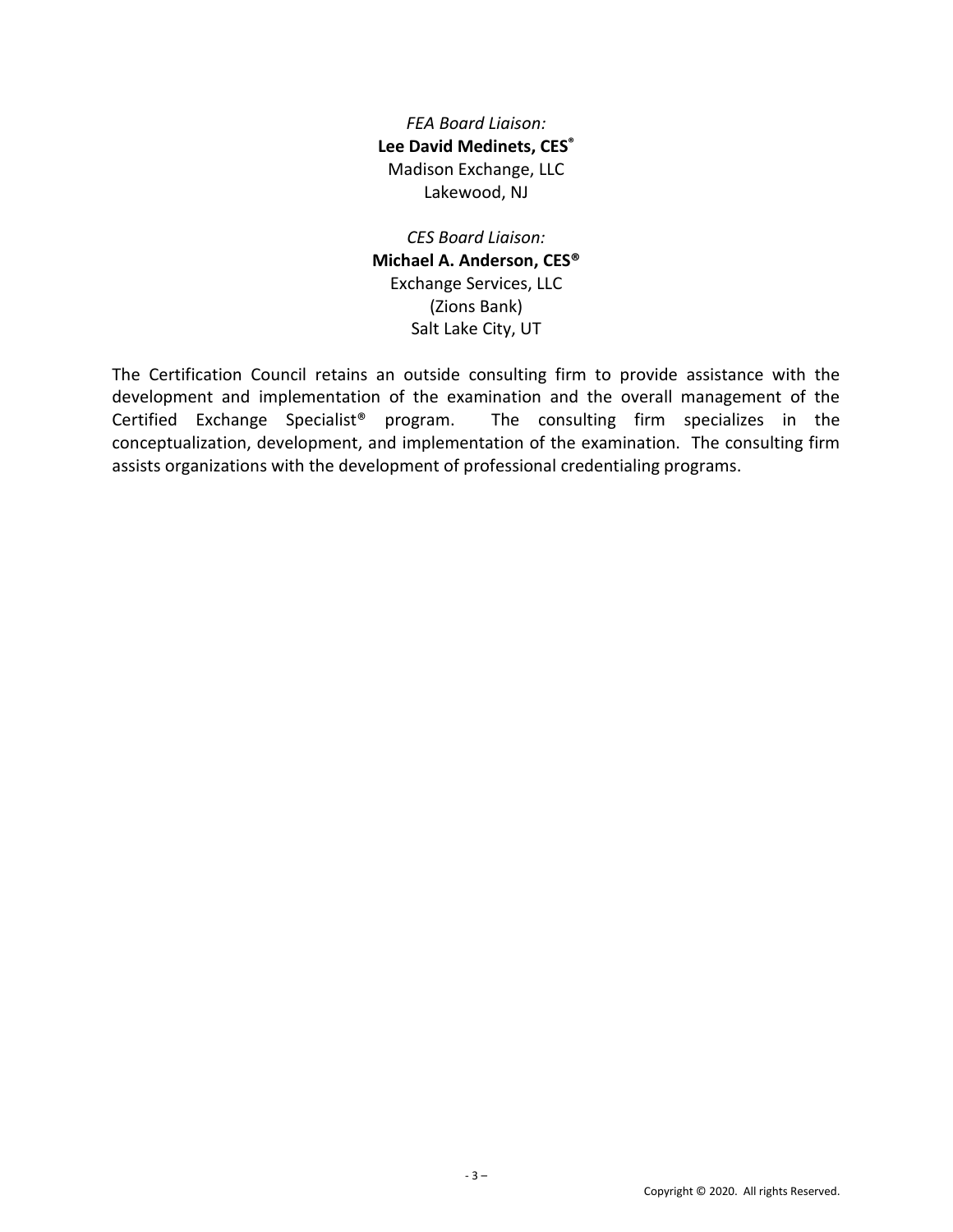*FEA Board Liaison:*
**Lee David Medinets, CES®**
Madison Exchange, LLC
Lakewood, NJ

*CES Board Liaison:*
**Michael A. Anderson, CES®**
Exchange Services, LLC
(Zions Bank)
Salt Lake City, UT

The Certification Council retains an outside consulting firm to provide assistance with the development and implementation of the examination and the overall management of the Certified Exchange Specialist® program. The consulting firm specializes in the conceptualization, development, and implementation of the examination. The consulting firm assists organizations with the development of professional credentialing programs.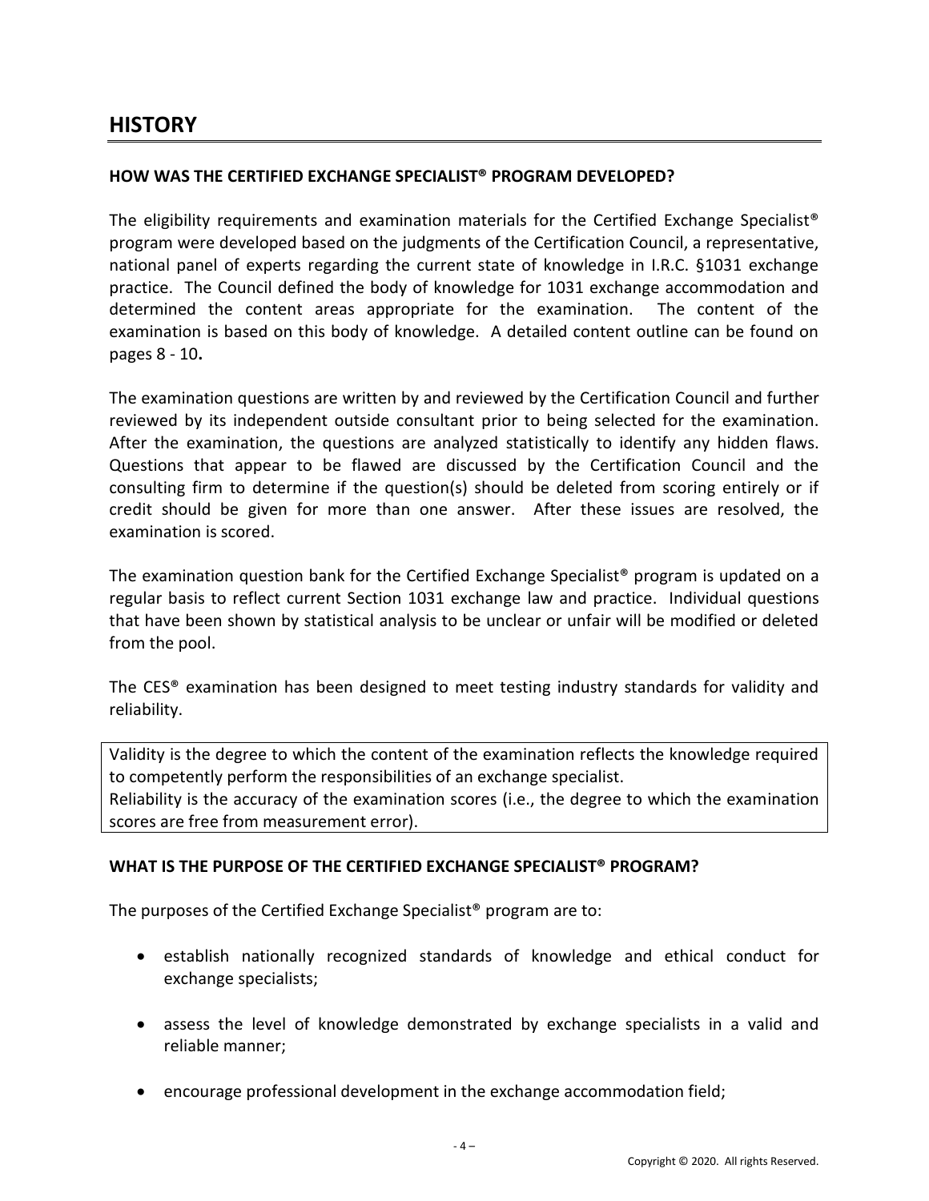# HISTORY

**HOW WAS THE CERTIFIED EXCHANGE SPECIALIST® PROGRAM DEVELOPED?**

The eligibility requirements and examination materials for the Certified Exchange Specialist® program were developed based on the judgments of the Certification Council, a representative, national panel of experts regarding the current state of knowledge in I.R.C. §1031 exchange practice. The Council defined the body of knowledge for 1031 exchange accommodation and determined the content areas appropriate for the examination. The content of the examination is based on this body of knowledge. A detailed content outline can be found on pages 8 - 10**.**

The examination questions are written by and reviewed by the Certification Council and further reviewed by its independent outside consultant prior to being selected for the examination. After the examination, the questions are analyzed statistically to identify any hidden flaws. Questions that appear to be flawed are discussed by the Certification Council and the consulting firm to determine if the question(s) should be deleted from scoring entirely or if credit should be given for more than one answer. After these issues are resolved, the examination is scored.

The examination question bank for the Certified Exchange Specialist® program is updated on a regular basis to reflect current Section 1031 exchange law and practice. Individual questions that have been shown by statistical analysis to be unclear or unfair will be modified or deleted from the pool.

The CES® examination has been designed to meet testing industry standards for validity and reliability.

Validity is the degree to which the content of the examination reflects the knowledge required to competently perform the responsibilities of an exchange specialist.
Reliability is the accuracy of the examination scores (i.e., the degree to which the examination scores are free from measurement error).

**WHAT IS THE PURPOSE OF THE CERTIFIED EXCHANGE SPECIALIST® PROGRAM?**

The purposes of the Certified Exchange Specialist® program are to:

- establish nationally recognized standards of knowledge and ethical conduct for exchange specialists;
- assess the level of knowledge demonstrated by exchange specialists in a valid and reliable manner;
- encourage professional development in the exchange accommodation field;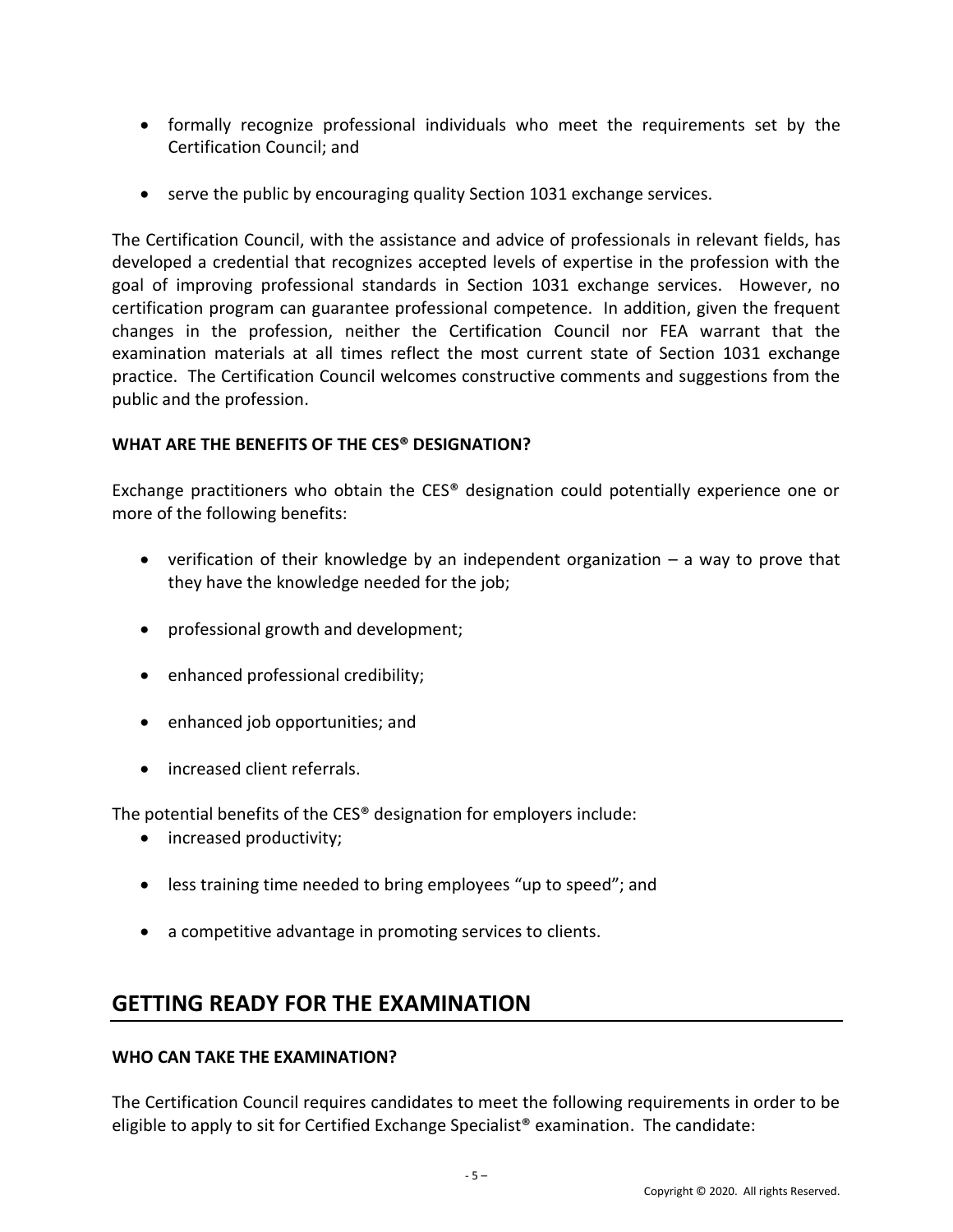- formally recognize professional individuals who meet the requirements set by the Certification Council; and

- serve the public by encouraging quality Section 1031 exchange services.

The Certification Council, with the assistance and advice of professionals in relevant fields, has developed a credential that recognizes accepted levels of expertise in the profession with the goal of improving professional standards in Section 1031 exchange services. However, no certification program can guarantee professional competence. In addition, given the frequent changes in the profession, neither the Certification Council nor FEA warrant that the examination materials at all times reflect the most current state of Section 1031 exchange practice. The Certification Council welcomes constructive comments and suggestions from the public and the profession.

**WHAT ARE THE BENEFITS OF THE CES® DESIGNATION?**

Exchange practitioners who obtain the CES® designation could potentially experience one or more of the following benefits:

- verification of their knowledge by an independent organization – a way to prove that they have the knowledge needed for the job;

- professional growth and development;

- enhanced professional credibility;

- enhanced job opportunities; and

- increased client referrals.

The potential benefits of the CES® designation for employers include:

- increased productivity;

- less training time needed to bring employees "up to speed"; and

- a competitive advantage in promoting services to clients.

## GETTING READY FOR THE EXAMINATION

**WHO CAN TAKE THE EXAMINATION?**

The Certification Council requires candidates to meet the following requirements in order to be eligible to apply to sit for Certified Exchange Specialist® examination. The candidate: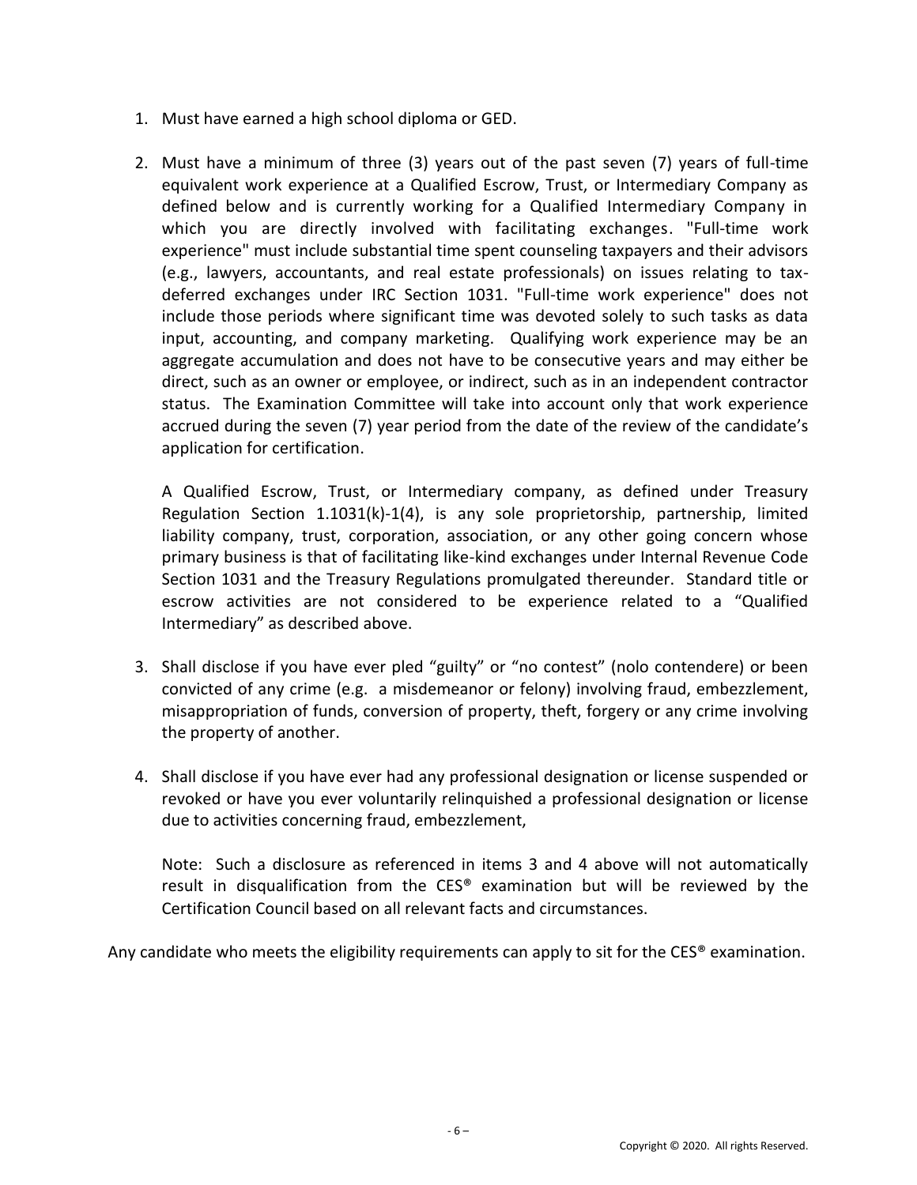1. Must have earned a high school diploma or GED.

2. Must have a minimum of three (3) years out of the past seven (7) years of full-time equivalent work experience at a Qualified Escrow, Trust, or Intermediary Company as defined below and is currently working for a Qualified Intermediary Company in which you are directly involved with facilitating exchanges. "Full-time work experience" must include substantial time spent counseling taxpayers and their advisors (e.g., lawyers, accountants, and real estate professionals) on issues relating to tax-deferred exchanges under IRC Section 1031. "Full-time work experience" does not include those periods where significant time was devoted solely to such tasks as data input, accounting, and company marketing. Qualifying work experience may be an aggregate accumulation and does not have to be consecutive years and may either be direct, such as an owner or employee, or indirect, such as in an independent contractor status. The Examination Committee will take into account only that work experience accrued during the seven (7) year period from the date of the review of the candidate's application for certification.

   A Qualified Escrow, Trust, or Intermediary company, as defined under Treasury Regulation Section 1.1031(k)-1(4), is any sole proprietorship, partnership, limited liability company, trust, corporation, association, or any other going concern whose primary business is that of facilitating like-kind exchanges under Internal Revenue Code Section 1031 and the Treasury Regulations promulgated thereunder. Standard title or escrow activities are not considered to be experience related to a "Qualified Intermediary" as described above.

3. Shall disclose if you have ever pled "guilty" or "no contest" (nolo contendere) or been convicted of any crime (e.g. a misdemeanor or felony) involving fraud, embezzlement, misappropriation of funds, conversion of property, theft, forgery or any crime involving the property of another.

4. Shall disclose if you have ever had any professional designation or license suspended or revoked or have you ever voluntarily relinquished a professional designation or license due to activities concerning fraud, embezzlement,

   Note: Such a disclosure as referenced in items 3 and 4 above will not automatically result in disqualification from the CES® examination but will be reviewed by the Certification Council based on all relevant facts and circumstances.

Any candidate who meets the eligibility requirements can apply to sit for the CES® examination.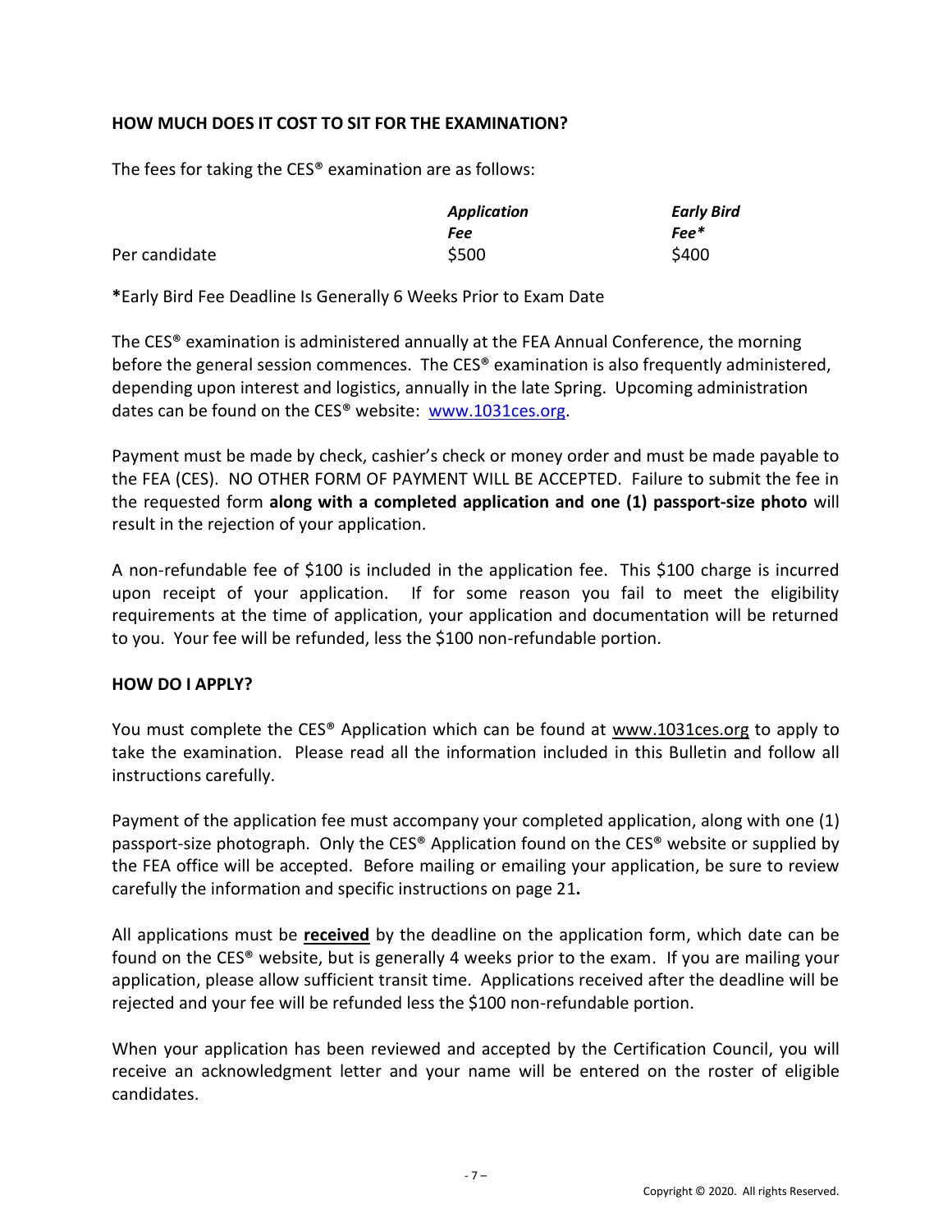### HOW MUCH DOES IT COST TO SIT FOR THE EXAMINATION?

The fees for taking the CES® examination are as follows:

| | *Application Fee* | *Early Bird Fee\** |
|---|---|---|
| Per candidate | $500 | $400 |

**\***Early Bird Fee Deadline Is Generally 6 Weeks Prior to Exam Date

The CES® examination is administered annually at the FEA Annual Conference, the morning before the general session commences. The CES® examination is also frequently administered, depending upon interest and logistics, annually in the late Spring. Upcoming administration dates can be found on the CES® website: [www.1031ces.org](http://www.1031ces.org).

Payment must be made by check, cashier's check or money order and must be made payable to the FEA (CES). NO OTHER FORM OF PAYMENT WILL BE ACCEPTED. Failure to submit the fee in the requested form **along with a completed application and one (1) passport-size photo** will result in the rejection of your application.

A non-refundable fee of $100 is included in the application fee. This $100 charge is incurred upon receipt of your application. If for some reason you fail to meet the eligibility requirements at the time of application, your application and documentation will be returned to you. Your fee will be refunded, less the $100 non-refundable portion.

### HOW DO I APPLY?

You must complete the CES® Application which can be found at www.1031ces.org to apply to take the examination. Please read all the information included in this Bulletin and follow all instructions carefully.

Payment of the application fee must accompany your completed application, along with one (1) passport-size photograph. Only the CES® Application found on the CES® website or supplied by the FEA office will be accepted. Before mailing or emailing your application, be sure to review carefully the information and specific instructions on page 21**.**

All applications must be **received** by the deadline on the application form, which date can be found on the CES® website, but is generally 4 weeks prior to the exam. If you are mailing your application, please allow sufficient transit time. Applications received after the deadline will be rejected and your fee will be refunded less the $100 non-refundable portion.

When your application has been reviewed and accepted by the Certification Council, you will receive an acknowledgment letter and your name will be entered on the roster of eligible candidates.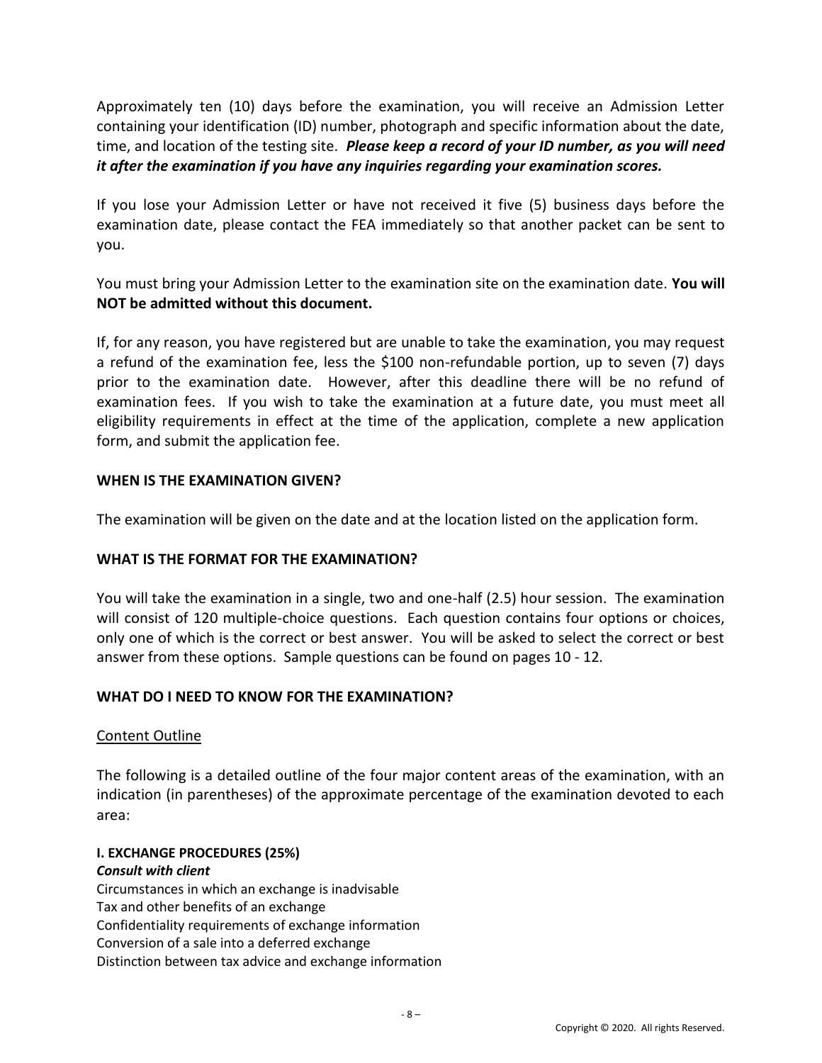Approximately ten (10) days before the examination, you will receive an Admission Letter containing your identification (ID) number, photograph and specific information about the date, time, and location of the testing site. ***Please keep a record of your ID number, as you will need it after the examination if you have any inquiries regarding your examination scores.***

If you lose your Admission Letter or have not received it five (5) business days before the examination date, please contact the FEA immediately so that another packet can be sent to you.

You must bring your Admission Letter to the examination site on the examination date. **You will NOT be admitted without this document.**

If, for any reason, you have registered but are unable to take the examination, you may request a refund of the examination fee, less the $100 non-refundable portion, up to seven (7) days prior to the examination date. However, after this deadline there will be no refund of examination fees. If you wish to take the examination at a future date, you must meet all eligibility requirements in effect at the time of the application, complete a new application form, and submit the application fee.

## WHEN IS THE EXAMINATION GIVEN?

The examination will be given on the date and at the location listed on the application form.

## WHAT IS THE FORMAT FOR THE EXAMINATION?

You will take the examination in a single, two and one-half (2.5) hour session. The examination will consist of 120 multiple-choice questions. Each question contains four options or choices, only one of which is the correct or best answer. You will be asked to select the correct or best answer from these options. Sample questions can be found on pages 10 - 12.

## WHAT DO I NEED TO KNOW FOR THE EXAMINATION?

<u>Content Outline</u>

The following is a detailed outline of the four major content areas of the examination, with an indication (in parentheses) of the approximate percentage of the examination devoted to each area:

**I. EXCHANGE PROCEDURES (25%)**

***Consult with client***

Circumstances in which an exchange is inadvisable
Tax and other benefits of an exchange
Confidentiality requirements of exchange information
Conversion of a sale into a deferred exchange
Distinction between tax advice and exchange information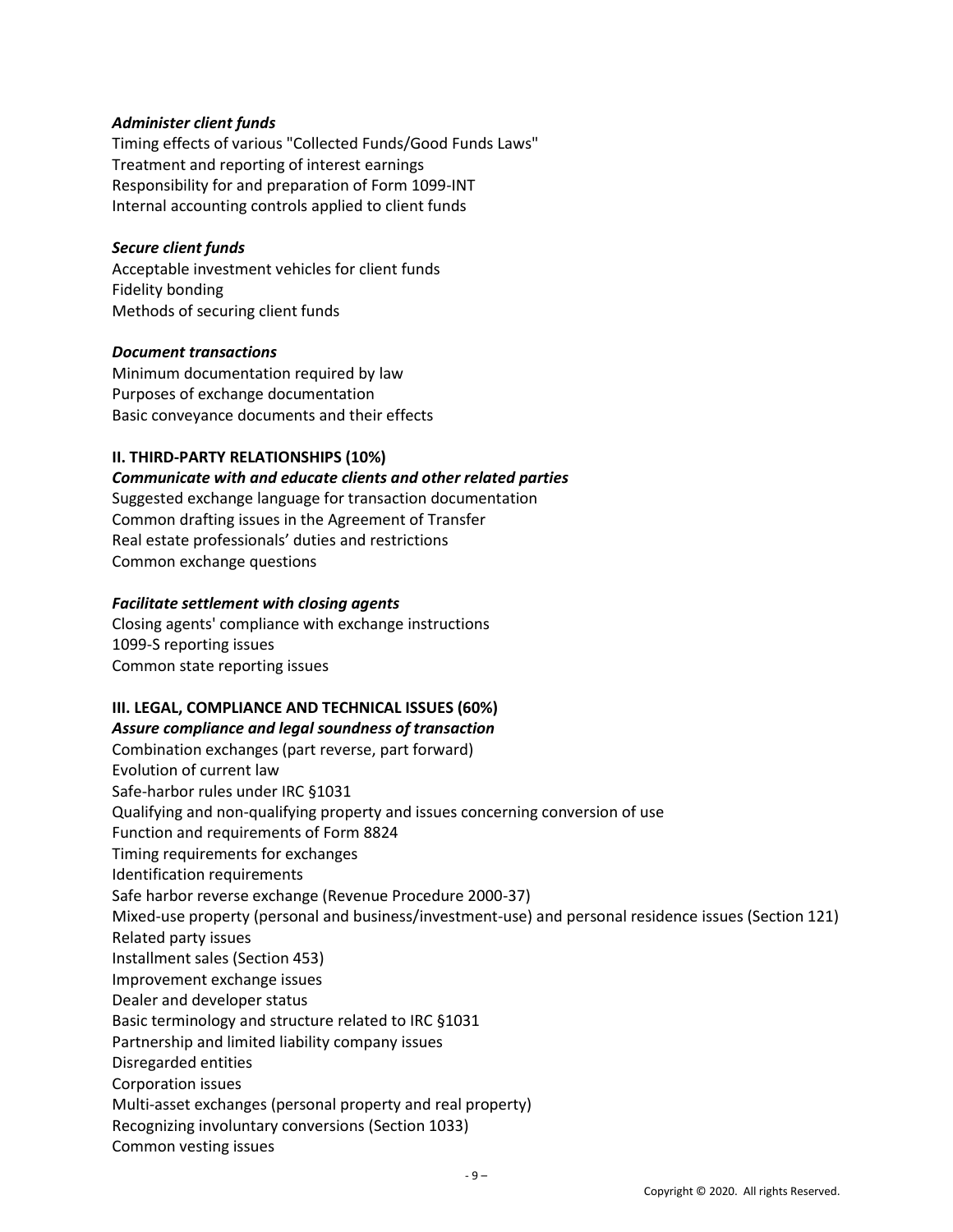***Administer client funds***

Timing effects of various "Collected Funds/Good Funds Laws"
Treatment and reporting of interest earnings
Responsibility for and preparation of Form 1099-INT
Internal accounting controls applied to client funds

***Secure client funds***

Acceptable investment vehicles for client funds
Fidelity bonding
Methods of securing client funds

***Document transactions***

Minimum documentation required by law
Purposes of exchange documentation
Basic conveyance documents and their effects

**II. THIRD-PARTY RELATIONSHIPS (10%)**

***Communicate with and educate clients and other related parties***

Suggested exchange language for transaction documentation
Common drafting issues in the Agreement of Transfer
Real estate professionals' duties and restrictions
Common exchange questions

***Facilitate settlement with closing agents***

Closing agents' compliance with exchange instructions
1099-S reporting issues
Common state reporting issues

**III. LEGAL, COMPLIANCE AND TECHNICAL ISSUES (60%)**

***Assure compliance and legal soundness of transaction***

Combination exchanges (part reverse, part forward)
Evolution of current law
Safe-harbor rules under IRC §1031
Qualifying and non-qualifying property and issues concerning conversion of use
Function and requirements of Form 8824
Timing requirements for exchanges
Identification requirements
Safe harbor reverse exchange (Revenue Procedure 2000-37)
Mixed-use property (personal and business/investment-use) and personal residence issues (Section 121)
Related party issues
Installment sales (Section 453)
Improvement exchange issues
Dealer and developer status
Basic terminology and structure related to IRC §1031
Partnership and limited liability company issues
Disregarded entities
Corporation issues
Multi-asset exchanges (personal property and real property)
Recognizing involuntary conversions (Section 1033)
Common vesting issues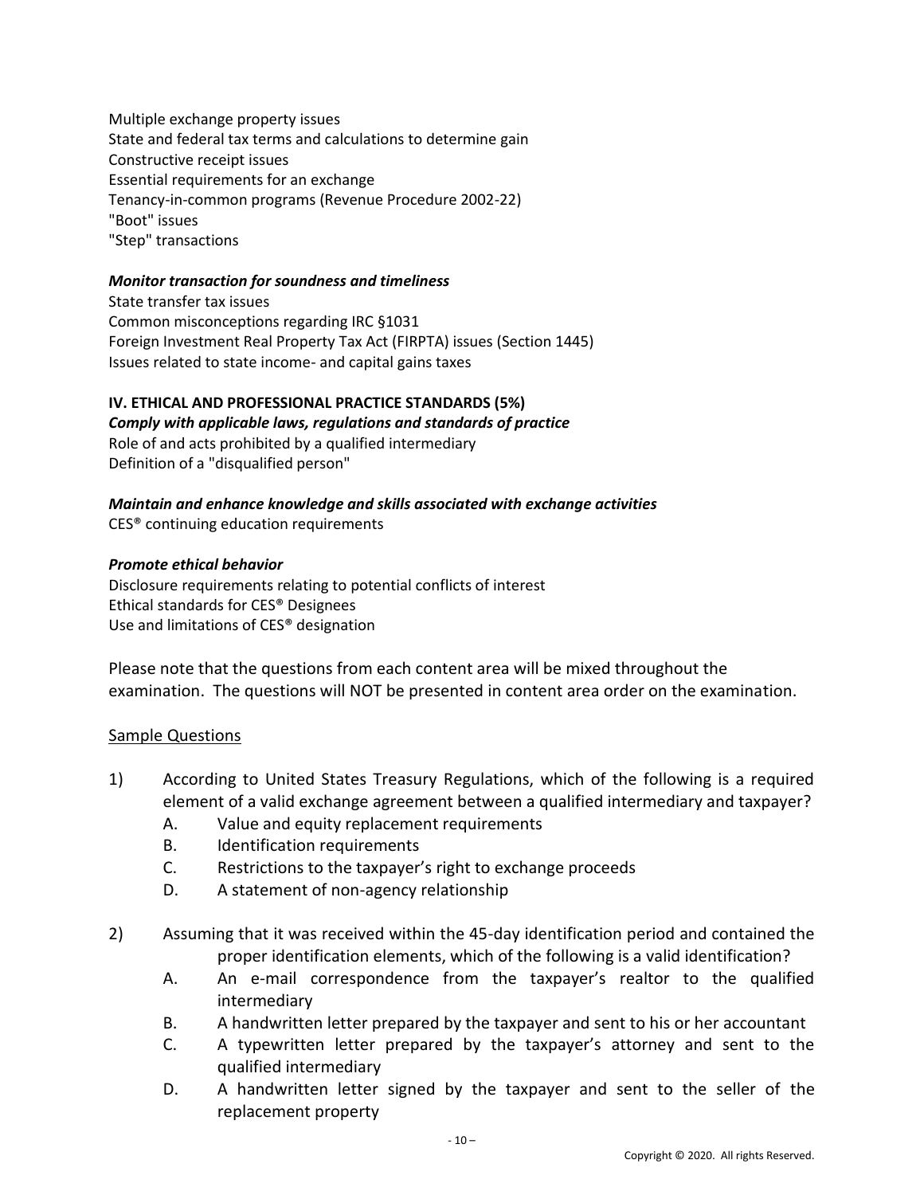Multiple exchange property issues
State and federal tax terms and calculations to determine gain
Constructive receipt issues
Essential requirements for an exchange
Tenancy-in-common programs (Revenue Procedure 2002-22)
"Boot" issues
"Step" transactions

***Monitor transaction for soundness and timeliness***
State transfer tax issues
Common misconceptions regarding IRC §1031
Foreign Investment Real Property Tax Act (FIRPTA) issues (Section 1445)
Issues related to state income- and capital gains taxes

**IV. ETHICAL AND PROFESSIONAL PRACTICE STANDARDS (5%)**
***Comply with applicable laws, regulations and standards of practice***
Role of and acts prohibited by a qualified intermediary
Definition of a "disqualified person"

***Maintain and enhance knowledge and skills associated with exchange activities***
CES® continuing education requirements

***Promote ethical behavior***
Disclosure requirements relating to potential conflicts of interest
Ethical standards for CES® Designees
Use and limitations of CES® designation

Please note that the questions from each content area will be mixed throughout the examination. The questions will NOT be presented in content area order on the examination.

## Sample Questions

1) According to United States Treasury Regulations, which of the following is a required element of a valid exchange agreement between a qualified intermediary and taxpayer?
   - A. Value and equity replacement requirements
   - B. Identification requirements
   - C. Restrictions to the taxpayer's right to exchange proceeds
   - D. A statement of non-agency relationship

2) Assuming that it was received within the 45-day identification period and contained the proper identification elements, which of the following is a valid identification?
   - A. An e-mail correspondence from the taxpayer's realtor to the qualified intermediary
   - B. A handwritten letter prepared by the taxpayer and sent to his or her accountant
   - C. A typewritten letter prepared by the taxpayer's attorney and sent to the qualified intermediary
   - D. A handwritten letter signed by the taxpayer and sent to the seller of the replacement property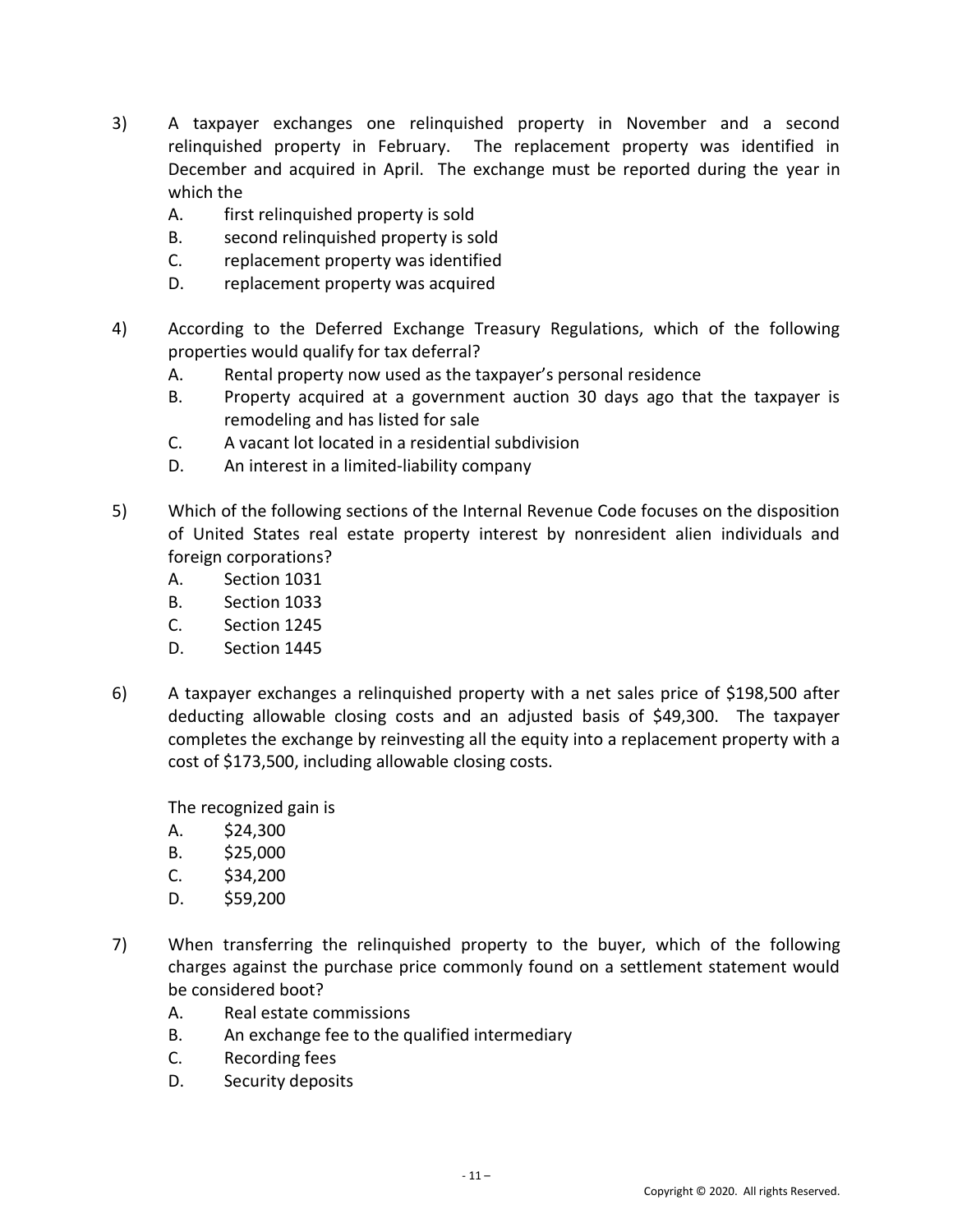3) A taxpayer exchanges one relinquished property in November and a second relinquished property in February. The replacement property was identified in December and acquired in April. The exchange must be reported during the year in which the

   A. first relinquished property is sold
   B. second relinquished property is sold
   C. replacement property was identified
   D. replacement property was acquired

4) According to the Deferred Exchange Treasury Regulations, which of the following properties would qualify for tax deferral?

   A. Rental property now used as the taxpayer's personal residence
   B. Property acquired at a government auction 30 days ago that the taxpayer is remodeling and has listed for sale
   C. A vacant lot located in a residential subdivision
   D. An interest in a limited-liability company

5) Which of the following sections of the Internal Revenue Code focuses on the disposition of United States real estate property interest by nonresident alien individuals and foreign corporations?

   A. Section 1031
   B. Section 1033
   C. Section 1245
   D. Section 1445

6) A taxpayer exchanges a relinquished property with a net sales price of $198,500 after deducting allowable closing costs and an adjusted basis of $49,300. The taxpayer completes the exchange by reinvesting all the equity into a replacement property with a cost of $173,500, including allowable closing costs.

   The recognized gain is

   A. $24,300
   B. $25,000
   C. $34,200
   D. $59,200

7) When transferring the relinquished property to the buyer, which of the following charges against the purchase price commonly found on a settlement statement would be considered boot?

   A. Real estate commissions
   B. An exchange fee to the qualified intermediary
   C. Recording fees
   D. Security deposits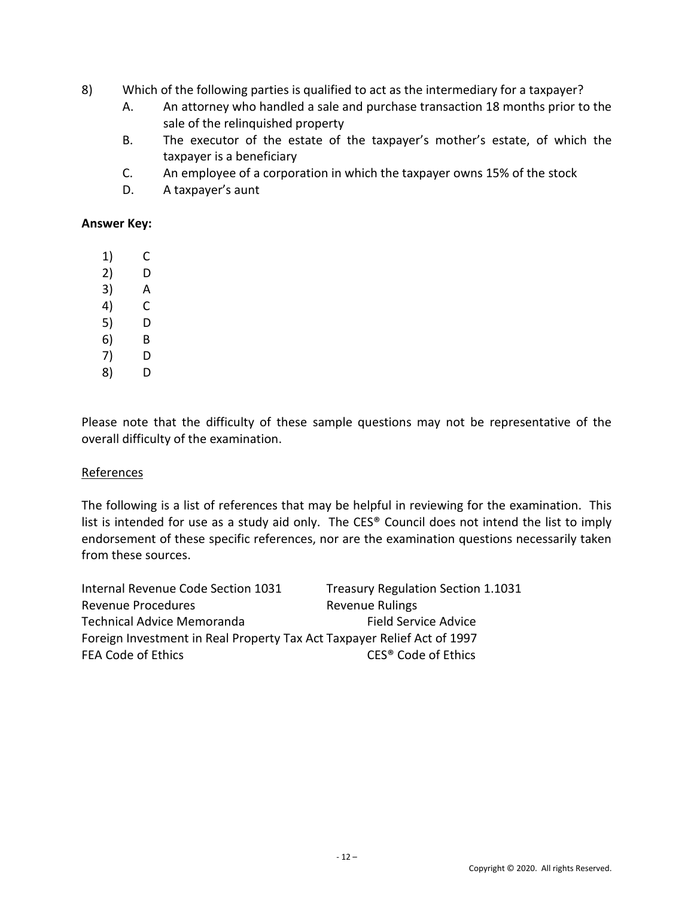8) Which of the following parties is qualified to act as the intermediary for a taxpayer?

   A. An attorney who handled a sale and purchase transaction 18 months prior to the sale of the relinquished property

   B. The executor of the estate of the taxpayer's mother's estate, of which the taxpayer is a beneficiary

   C. An employee of a corporation in which the taxpayer owns 15% of the stock

   D. A taxpayer's aunt

**Answer Key:**

1) C
2) D
3) A
4) C
5) D
6) B
7) D
8) D

Please note that the difficulty of these sample questions may not be representative of the overall difficulty of the examination.

References

The following is a list of references that may be helpful in reviewing for the examination. This list is intended for use as a study aid only. The CES® Council does not intend the list to imply endorsement of these specific references, nor are the examination questions necessarily taken from these sources.

Internal Revenue Code Section 1031
Treasury Regulation Section 1.1031
Revenue Procedures
Revenue Rulings
Technical Advice Memoranda
Field Service Advice
Foreign Investment in Real Property Tax Act
Taxpayer Relief Act of 1997
FEA Code of Ethics
CES® Code of Ethics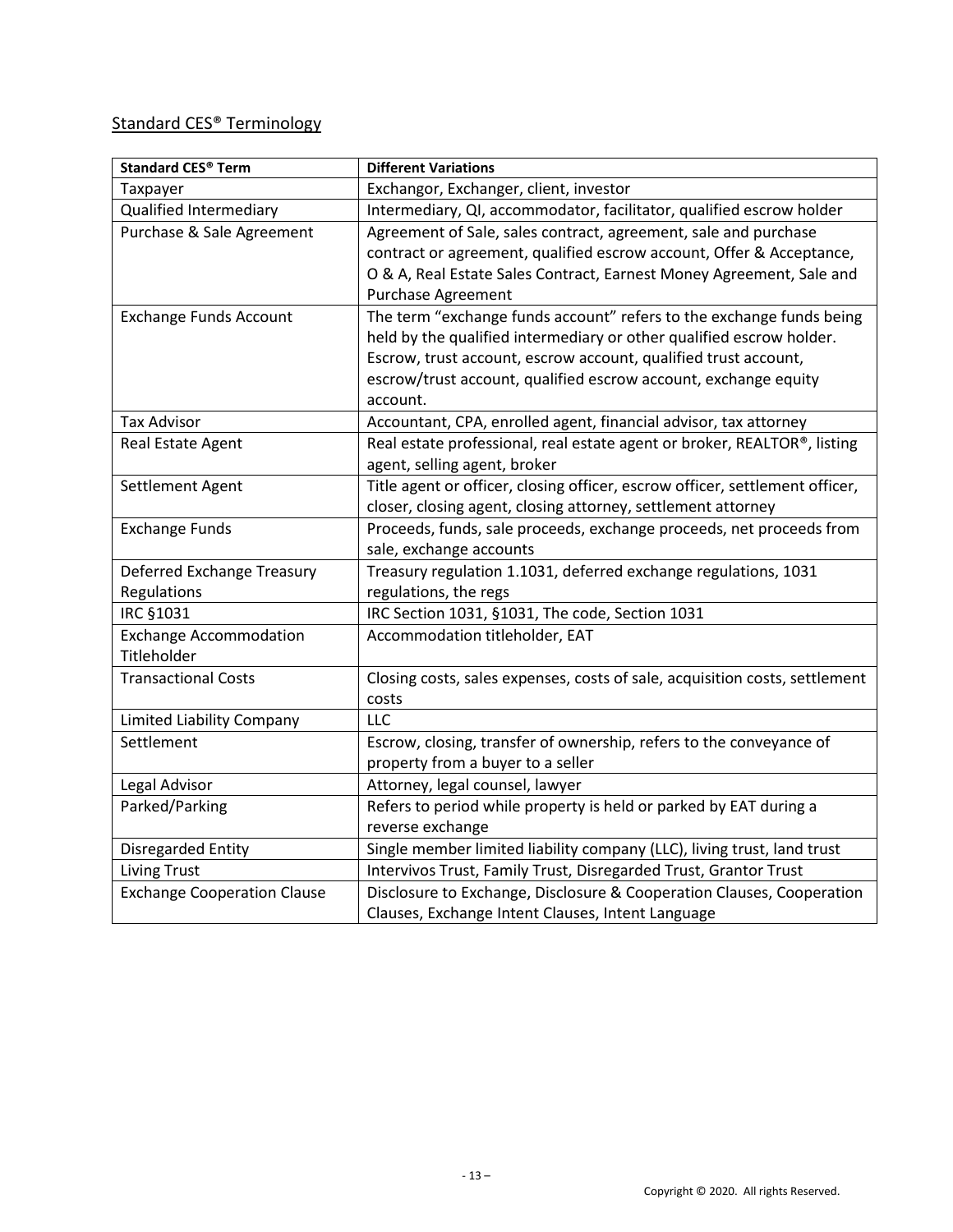## Standard CES® Terminology

| **Standard CES® Term** | **Different Variations** |
|---|---|
| Taxpayer | Exchangor, Exchanger, client, investor |
| Qualified Intermediary | Intermediary, QI, accommodator, facilitator, qualified escrow holder |
| Purchase & Sale Agreement | Agreement of Sale, sales contract, agreement, sale and purchase contract or agreement, qualified escrow account, Offer & Acceptance, O & A, Real Estate Sales Contract, Earnest Money Agreement, Sale and Purchase Agreement |
| Exchange Funds Account | The term "exchange funds account" refers to the exchange funds being held by the qualified intermediary or other qualified escrow holder. Escrow, trust account, escrow account, qualified trust account, escrow/trust account, qualified escrow account, exchange equity account. |
| Tax Advisor | Accountant, CPA, enrolled agent, financial advisor, tax attorney |
| Real Estate Agent | Real estate professional, real estate agent or broker, REALTOR®, listing agent, selling agent, broker |
| Settlement Agent | Title agent or officer, closing officer, escrow officer, settlement officer, closer, closing agent, closing attorney, settlement attorney |
| Exchange Funds | Proceeds, funds, sale proceeds, exchange proceeds, net proceeds from sale, exchange accounts |
| Deferred Exchange Treasury Regulations | Treasury regulation 1.1031, deferred exchange regulations, 1031 regulations, the regs |
| IRC §1031 | IRC Section 1031, §1031, The code, Section 1031 |
| Exchange Accommodation Titleholder | Accommodation titleholder, EAT |
| Transactional Costs | Closing costs, sales expenses, costs of sale, acquisition costs, settlement costs |
| Limited Liability Company | LLC |
| Settlement | Escrow, closing, transfer of ownership, refers to the conveyance of property from a buyer to a seller |
| Legal Advisor | Attorney, legal counsel, lawyer |
| Parked/Parking | Refers to period while property is held or parked by EAT during a reverse exchange |
| Disregarded Entity | Single member limited liability company (LLC), living trust, land trust |
| Living Trust | Intervivos Trust, Family Trust, Disregarded Trust, Grantor Trust |
| Exchange Cooperation Clause | Disclosure to Exchange, Disclosure & Cooperation Clauses, Cooperation Clauses, Exchange Intent Clauses, Intent Language |

Copyright © 2020. All rights Reserved.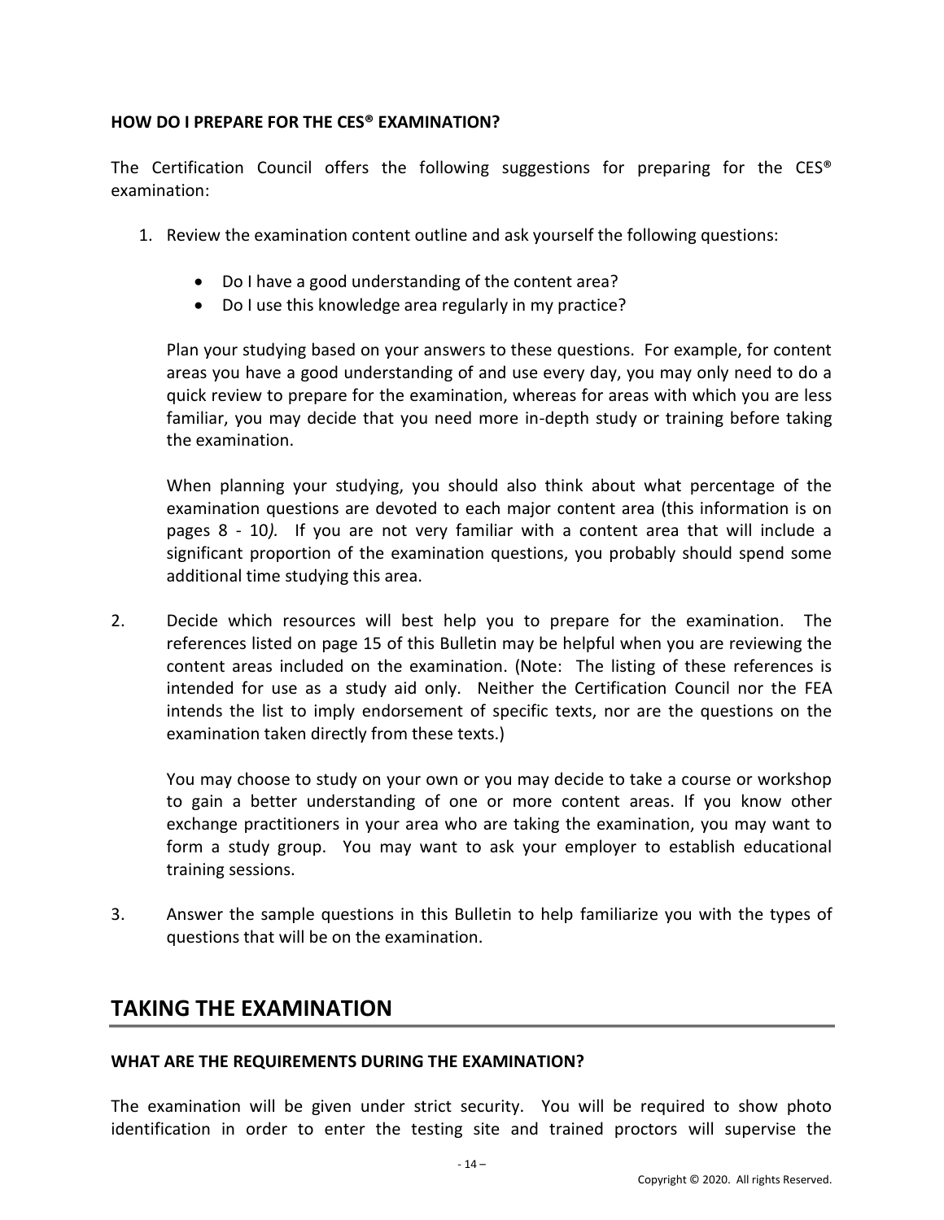**HOW DO I PREPARE FOR THE CES® EXAMINATION?**

The Certification Council offers the following suggestions for preparing for the CES® examination:

1. Review the examination content outline and ask yourself the following questions:

    - Do I have a good understanding of the content area?
    - Do I use this knowledge area regularly in my practice?

    Plan your studying based on your answers to these questions. For example, for content areas you have a good understanding of and use every day, you may only need to do a quick review to prepare for the examination, whereas for areas with which you are less familiar, you may decide that you need more in-depth study or training before taking the examination.

    When planning your studying, you should also think about what percentage of the examination questions are devoted to each major content area (this information is on pages 8 - 10*).* If you are not very familiar with a content area that will include a significant proportion of the examination questions, you probably should spend some additional time studying this area.

2. Decide which resources will best help you to prepare for the examination. The references listed on page 15 of this Bulletin may be helpful when you are reviewing the content areas included on the examination. (Note: The listing of these references is intended for use as a study aid only. Neither the Certification Council nor the FEA intends the list to imply endorsement of specific texts, nor are the questions on the examination taken directly from these texts.)

    You may choose to study on your own or you may decide to take a course or workshop to gain a better understanding of one or more content areas. If you know other exchange practitioners in your area who are taking the examination, you may want to form a study group. You may want to ask your employer to establish educational training sessions.

3. Answer the sample questions in this Bulletin to help familiarize you with the types of questions that will be on the examination.

## TAKING THE EXAMINATION

**WHAT ARE THE REQUIREMENTS DURING THE EXAMINATION?**

The examination will be given under strict security. You will be required to show photo identification in order to enter the testing site and trained proctors will supervise the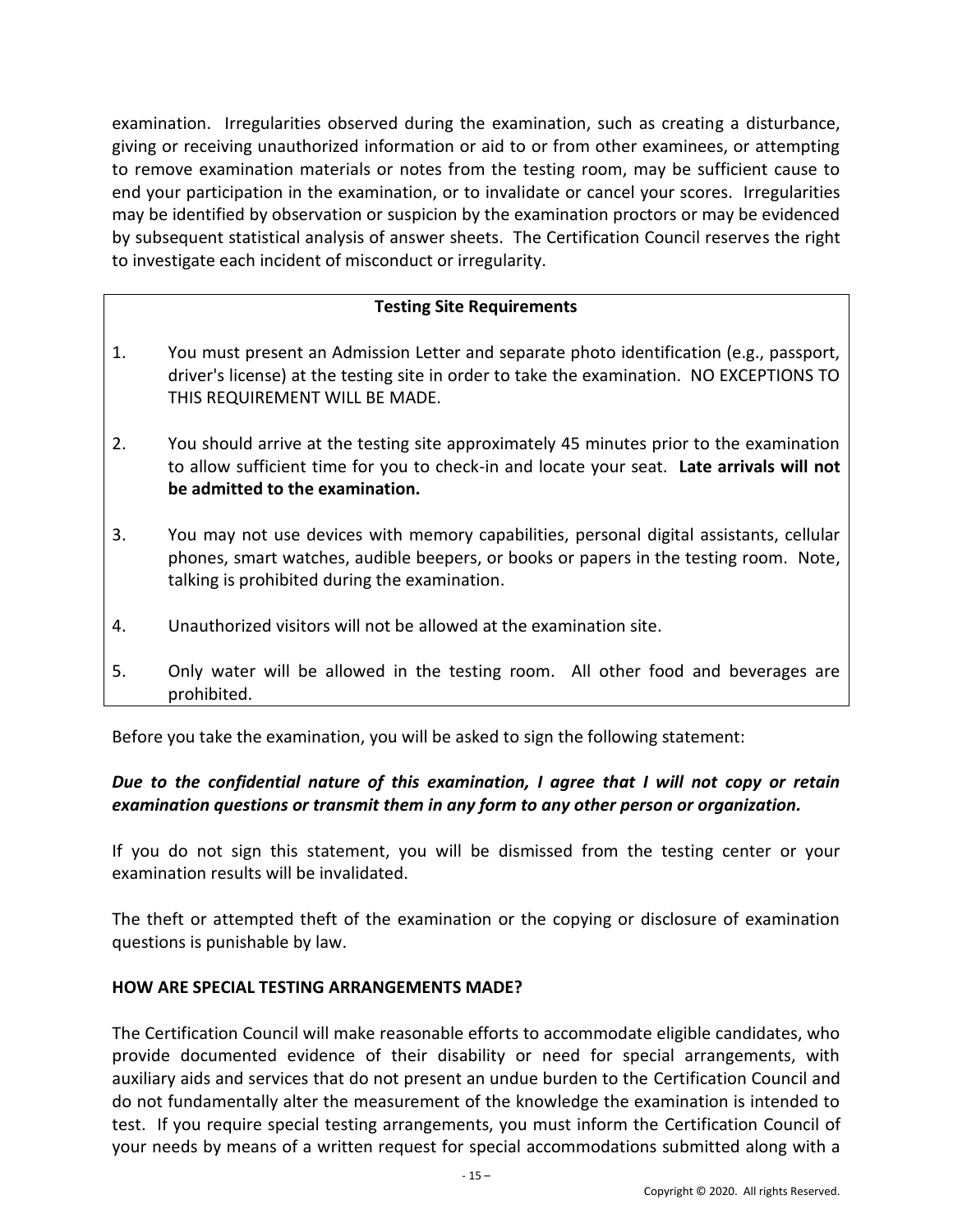examination. Irregularities observed during the examination, such as creating a disturbance, giving or receiving unauthorized information or aid to or from other examinees, or attempting to remove examination materials or notes from the testing room, may be sufficient cause to end your participation in the examination, or to invalidate or cancel your scores. Irregularities may be identified by observation or suspicion by the examination proctors or may be evidenced by subsequent statistical analysis of answer sheets. The Certification Council reserves the right to investigate each incident of misconduct or irregularity.

**Testing Site Requirements**

1. You must present an Admission Letter and separate photo identification (e.g., passport, driver's license) at the testing site in order to take the examination. NO EXCEPTIONS TO THIS REQUIREMENT WILL BE MADE.

2. You should arrive at the testing site approximately 45 minutes prior to the examination to allow sufficient time for you to check-in and locate your seat. **Late arrivals will not be admitted to the examination.**

3. You may not use devices with memory capabilities, personal digital assistants, cellular phones, smart watches, audible beepers, or books or papers in the testing room. Note, talking is prohibited during the examination.

4. Unauthorized visitors will not be allowed at the examination site.

5. Only water will be allowed in the testing room. All other food and beverages are prohibited.

Before you take the examination, you will be asked to sign the following statement:

***Due to the confidential nature of this examination, I agree that I will not copy or retain examination questions or transmit them in any form to any other person or organization.***

If you do not sign this statement, you will be dismissed from the testing center or your examination results will be invalidated.

The theft or attempted theft of the examination or the copying or disclosure of examination questions is punishable by law.

**HOW ARE SPECIAL TESTING ARRANGEMENTS MADE?**

The Certification Council will make reasonable efforts to accommodate eligible candidates, who provide documented evidence of their disability or need for special arrangements, with auxiliary aids and services that do not present an undue burden to the Certification Council and do not fundamentally alter the measurement of the knowledge the examination is intended to test. If you require special testing arrangements, you must inform the Certification Council of your needs by means of a written request for special accommodations submitted along with a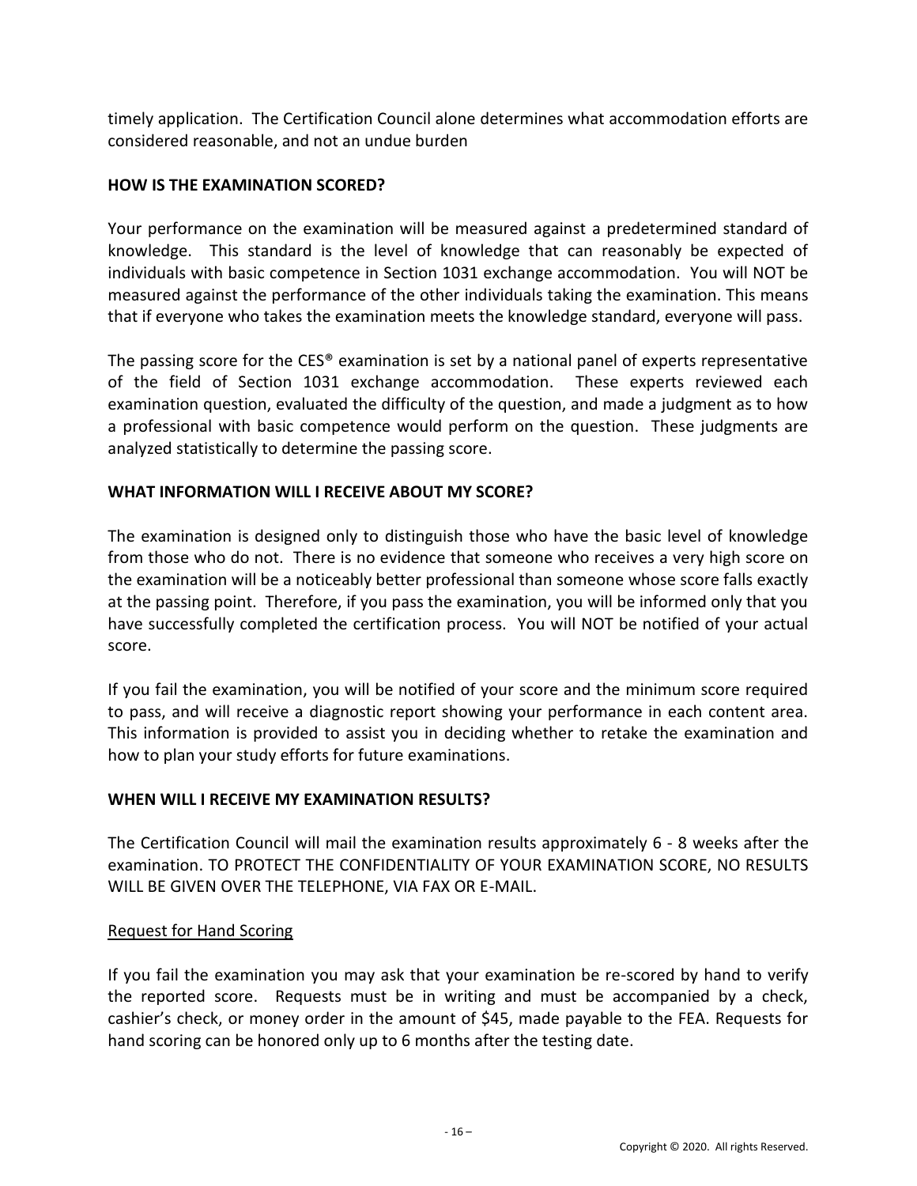timely application. The Certification Council alone determines what accommodation efforts are considered reasonable, and not an undue burden

## HOW IS THE EXAMINATION SCORED?

Your performance on the examination will be measured against a predetermined standard of knowledge. This standard is the level of knowledge that can reasonably be expected of individuals with basic competence in Section 1031 exchange accommodation. You will NOT be measured against the performance of the other individuals taking the examination. This means that if everyone who takes the examination meets the knowledge standard, everyone will pass.

The passing score for the CES® examination is set by a national panel of experts representative of the field of Section 1031 exchange accommodation. These experts reviewed each examination question, evaluated the difficulty of the question, and made a judgment as to how a professional with basic competence would perform on the question. These judgments are analyzed statistically to determine the passing score.

## WHAT INFORMATION WILL I RECEIVE ABOUT MY SCORE?

The examination is designed only to distinguish those who have the basic level of knowledge from those who do not. There is no evidence that someone who receives a very high score on the examination will be a noticeably better professional than someone whose score falls exactly at the passing point. Therefore, if you pass the examination, you will be informed only that you have successfully completed the certification process. You will NOT be notified of your actual score.

If you fail the examination, you will be notified of your score and the minimum score required to pass, and will receive a diagnostic report showing your performance in each content area. This information is provided to assist you in deciding whether to retake the examination and how to plan your study efforts for future examinations.

## WHEN WILL I RECEIVE MY EXAMINATION RESULTS?

The Certification Council will mail the examination results approximately 6 - 8 weeks after the examination. TO PROTECT THE CONFIDENTIALITY OF YOUR EXAMINATION SCORE, NO RESULTS WILL BE GIVEN OVER THE TELEPHONE, VIA FAX OR E-MAIL.

Request for Hand Scoring

If you fail the examination you may ask that your examination be re-scored by hand to verify the reported score. Requests must be in writing and must be accompanied by a check, cashier's check, or money order in the amount of $45, made payable to the FEA. Requests for hand scoring can be honored only up to 6 months after the testing date.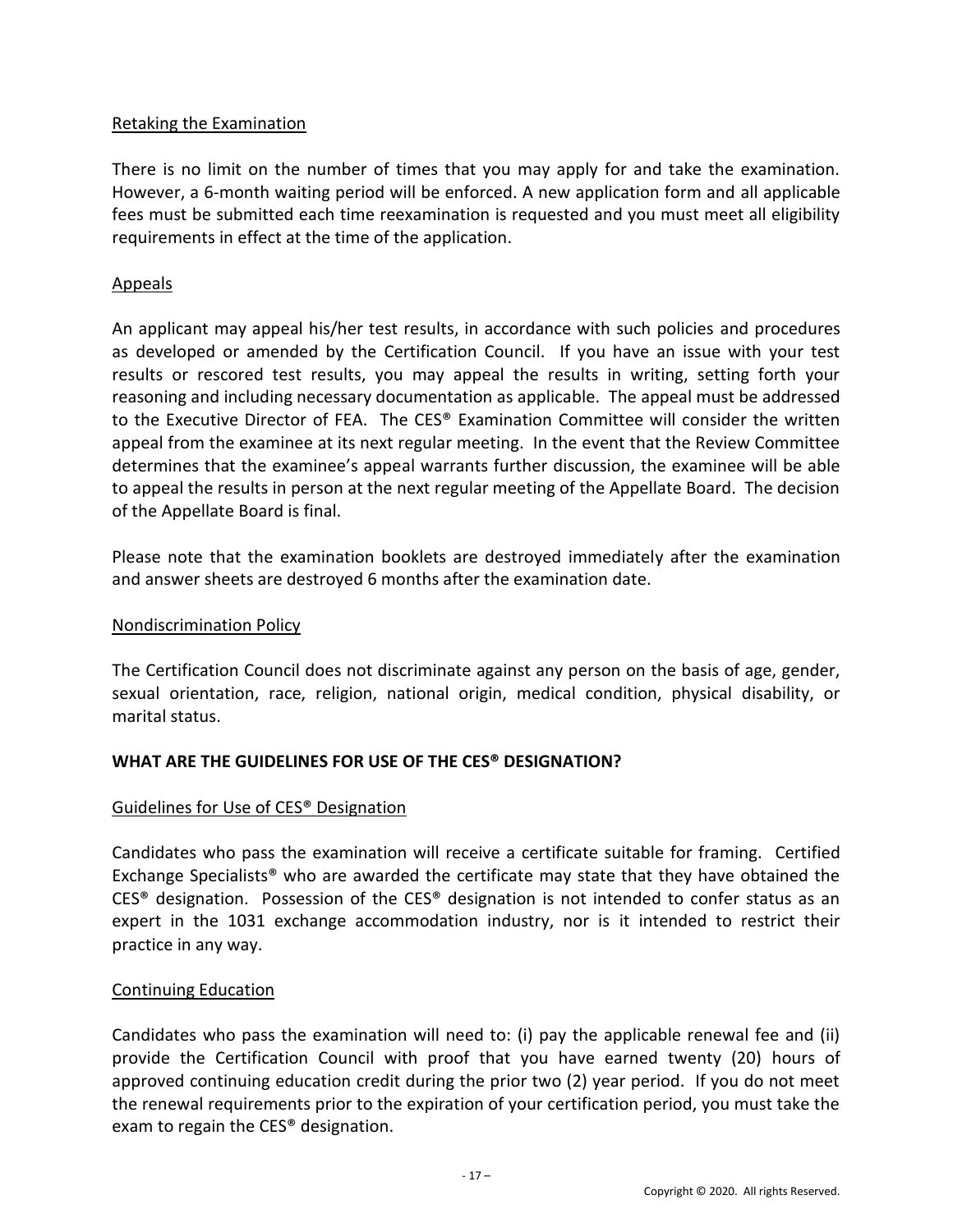Retaking the Examination

There is no limit on the number of times that you may apply for and take the examination. However, a 6-month waiting period will be enforced. A new application form and all applicable fees must be submitted each time reexamination is requested and you must meet all eligibility requirements in effect at the time of the application.

Appeals

An applicant may appeal his/her test results, in accordance with such policies and procedures as developed or amended by the Certification Council. If you have an issue with your test results or rescored test results, you may appeal the results in writing, setting forth your reasoning and including necessary documentation as applicable. The appeal must be addressed to the Executive Director of FEA. The CES® Examination Committee will consider the written appeal from the examinee at its next regular meeting. In the event that the Review Committee determines that the examinee's appeal warrants further discussion, the examinee will be able to appeal the results in person at the next regular meeting of the Appellate Board. The decision of the Appellate Board is final.

Please note that the examination booklets are destroyed immediately after the examination and answer sheets are destroyed 6 months after the examination date.

Nondiscrimination Policy

The Certification Council does not discriminate against any person on the basis of age, gender, sexual orientation, race, religion, national origin, medical condition, physical disability, or marital status.

## WHAT ARE THE GUIDELINES FOR USE OF THE CES® DESIGNATION?

Guidelines for Use of CES® Designation

Candidates who pass the examination will receive a certificate suitable for framing. Certified Exchange Specialists® who are awarded the certificate may state that they have obtained the CES® designation. Possession of the CES® designation is not intended to confer status as an expert in the 1031 exchange accommodation industry, nor is it intended to restrict their practice in any way.

Continuing Education

Candidates who pass the examination will need to: (i) pay the applicable renewal fee and (ii) provide the Certification Council with proof that you have earned twenty (20) hours of approved continuing education credit during the prior two (2) year period. If you do not meet the renewal requirements prior to the expiration of your certification period, you must take the exam to regain the CES® designation.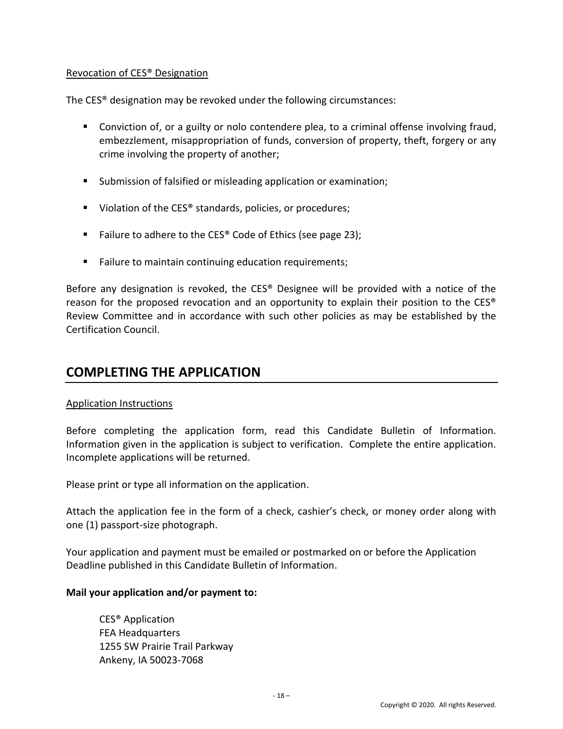Revocation of CES® Designation

The CES® designation may be revoked under the following circumstances:

- Conviction of, or a guilty or nolo contendere plea, to a criminal offense involving fraud, embezzlement, misappropriation of funds, conversion of property, theft, forgery or any crime involving the property of another;
- Submission of falsified or misleading application or examination;
- Violation of the CES® standards, policies, or procedures;
- Failure to adhere to the CES® Code of Ethics (see page 23);
- Failure to maintain continuing education requirements;

Before any designation is revoked, the CES® Designee will be provided with a notice of the reason for the proposed revocation and an opportunity to explain their position to the CES® Review Committee and in accordance with such other policies as may be established by the Certification Council.

## COMPLETING THE APPLICATION

Application Instructions

Before completing the application form, read this Candidate Bulletin of Information. Information given in the application is subject to verification. Complete the entire application. Incomplete applications will be returned.

Please print or type all information on the application.

Attach the application fee in the form of a check, cashier's check, or money order along with one (1) passport-size photograph.

Your application and payment must be emailed or postmarked on or before the Application Deadline published in this Candidate Bulletin of Information.

**Mail your application and/or payment to:**

CES® Application
FEA Headquarters
1255 SW Prairie Trail Parkway
Ankeny, IA 50023-7068

Copyright © 2020. All rights Reserved.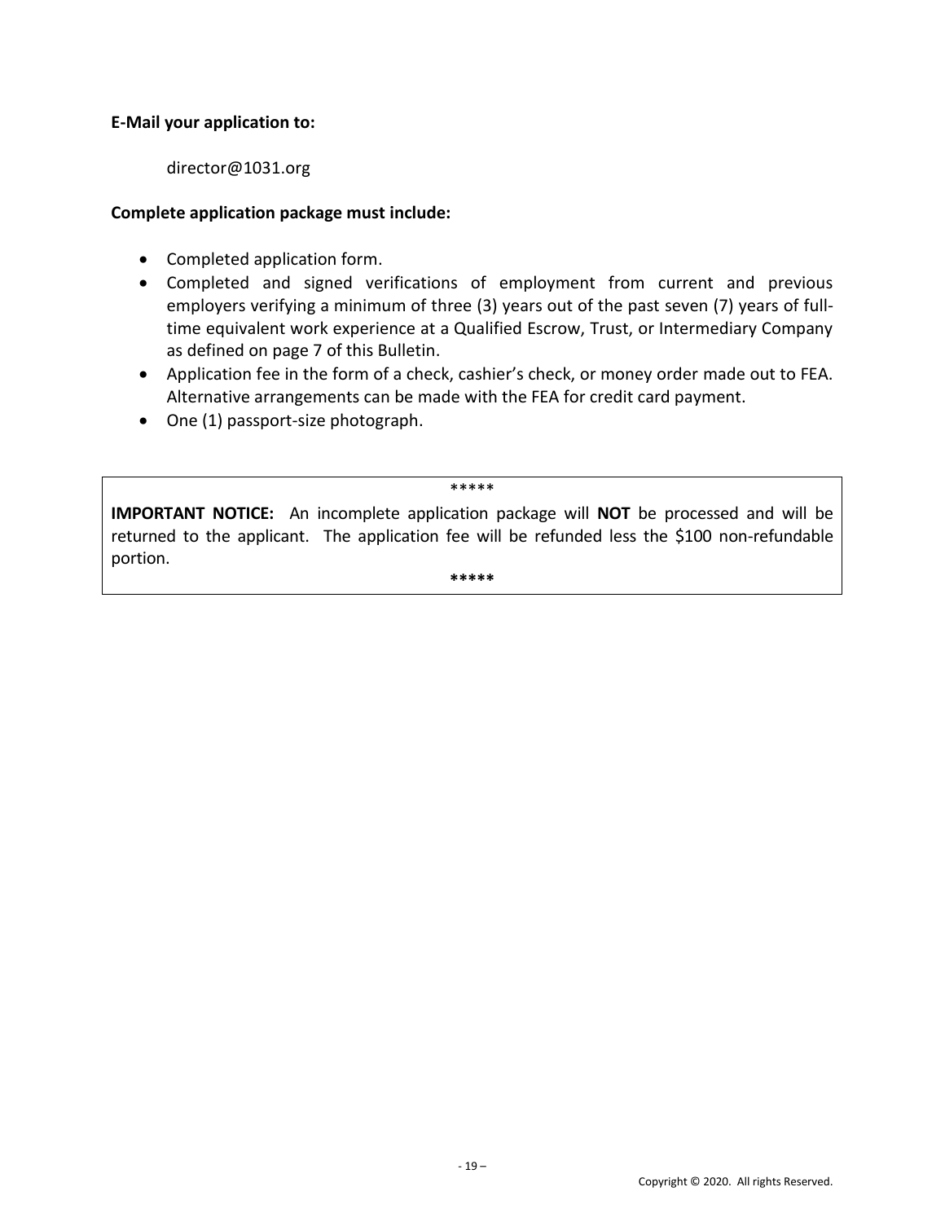**E-Mail your application to:**

director@1031.org

**Complete application package must include:**

- Completed application form.
- Completed and signed verifications of employment from current and previous employers verifying a minimum of three (3) years out of the past seven (7) years of full-time equivalent work experience at a Qualified Escrow, Trust, or Intermediary Company as defined on page 7 of this Bulletin.
- Application fee in the form of a check, cashier's check, or money order made out to FEA. Alternative arrangements can be made with the FEA for credit card payment.
- One (1) passport-size photograph.

*****

**IMPORTANT NOTICE:** An incomplete application package will **NOT** be processed and will be returned to the applicant. The application fee will be refunded less the $100 non-refundable portion.

*****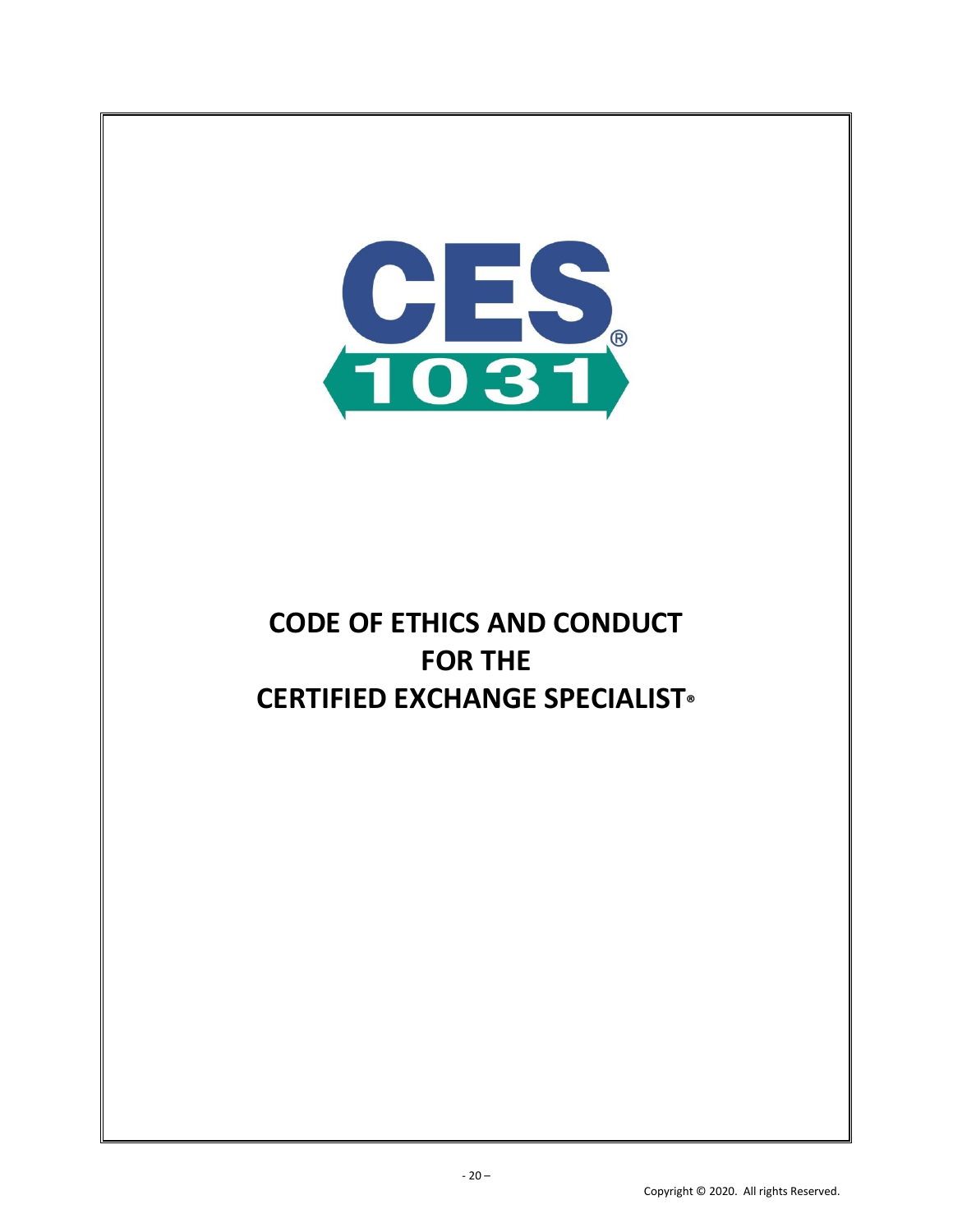CES®
1031

# CODE OF ETHICS AND CONDUCT
# FOR THE
# CERTIFIED EXCHANGE SPECIALIST®

Copyright © 2020. All rights Reserved.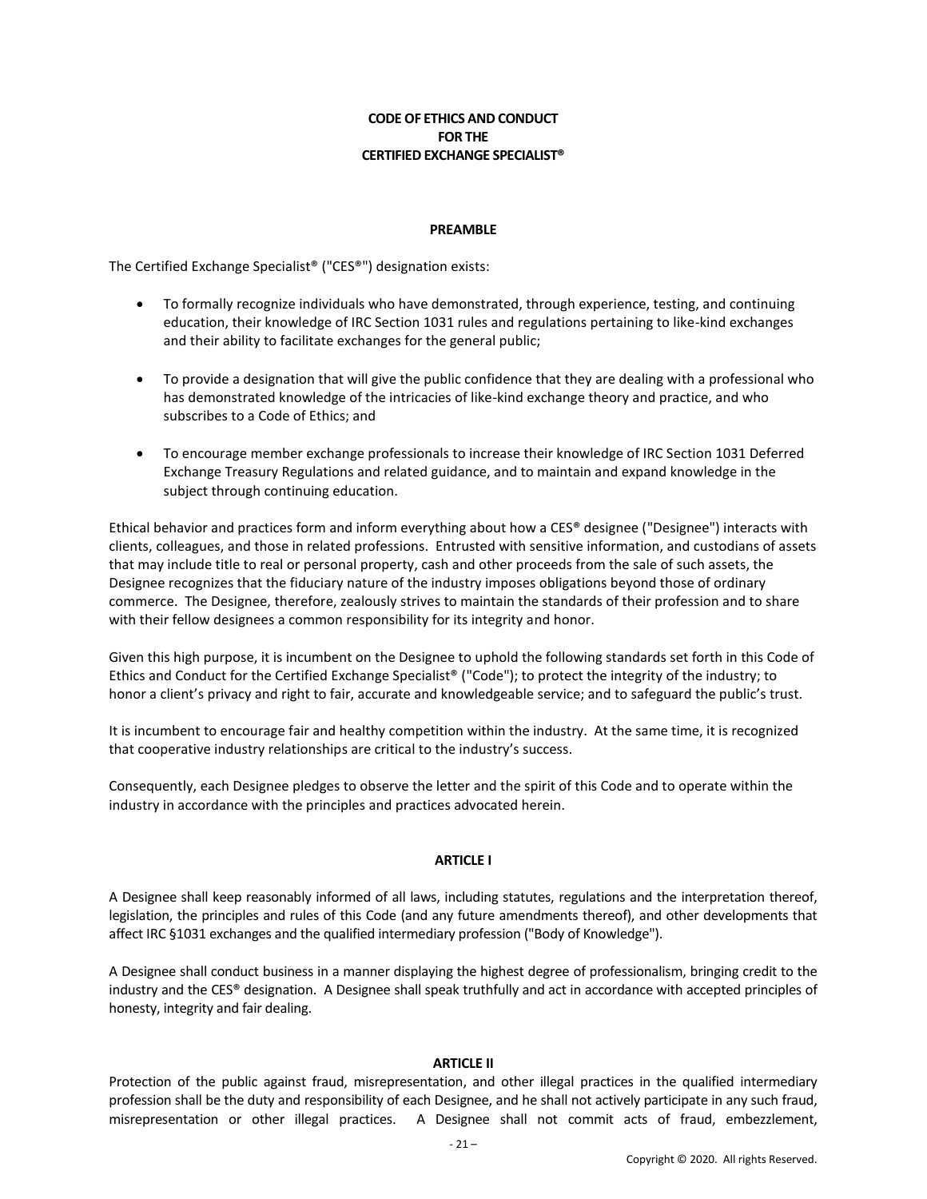# CODE OF ETHICS AND CONDUCT FOR THE CERTIFIED EXCHANGE SPECIALIST®

## PREAMBLE

The Certified Exchange Specialist® ("CES®") designation exists:

- To formally recognize individuals who have demonstrated, through experience, testing, and continuing education, their knowledge of IRC Section 1031 rules and regulations pertaining to like-kind exchanges and their ability to facilitate exchanges for the general public;
- To provide a designation that will give the public confidence that they are dealing with a professional who has demonstrated knowledge of the intricacies of like-kind exchange theory and practice, and who subscribes to a Code of Ethics; and
- To encourage member exchange professionals to increase their knowledge of IRC Section 1031 Deferred Exchange Treasury Regulations and related guidance, and to maintain and expand knowledge in the subject through continuing education.

Ethical behavior and practices form and inform everything about how a CES® designee ("Designee") interacts with clients, colleagues, and those in related professions. Entrusted with sensitive information, and custodians of assets that may include title to real or personal property, cash and other proceeds from the sale of such assets, the Designee recognizes that the fiduciary nature of the industry imposes obligations beyond those of ordinary commerce. The Designee, therefore, zealously strives to maintain the standards of their profession and to share with their fellow designees a common responsibility for its integrity and honor.

Given this high purpose, it is incumbent on the Designee to uphold the following standards set forth in this Code of Ethics and Conduct for the Certified Exchange Specialist® ("Code"); to protect the integrity of the industry; to honor a client's privacy and right to fair, accurate and knowledgeable service; and to safeguard the public's trust.

It is incumbent to encourage fair and healthy competition within the industry. At the same time, it is recognized that cooperative industry relationships are critical to the industry's success.

Consequently, each Designee pledges to observe the letter and the spirit of this Code and to operate within the industry in accordance with the principles and practices advocated herein.

## ARTICLE I

A Designee shall keep reasonably informed of all laws, including statutes, regulations and the interpretation thereof, legislation, the principles and rules of this Code (and any future amendments thereof), and other developments that affect IRC §1031 exchanges and the qualified intermediary profession ("Body of Knowledge").

A Designee shall conduct business in a manner displaying the highest degree of professionalism, bringing credit to the industry and the CES® designation. A Designee shall speak truthfully and act in accordance with accepted principles of honesty, integrity and fair dealing.

## ARTICLE II

Protection of the public against fraud, misrepresentation, and other illegal practices in the qualified intermediary profession shall be the duty and responsibility of each Designee, and he shall not actively participate in any such fraud, misrepresentation or other illegal practices. A Designee shall not commit acts of fraud, embezzlement,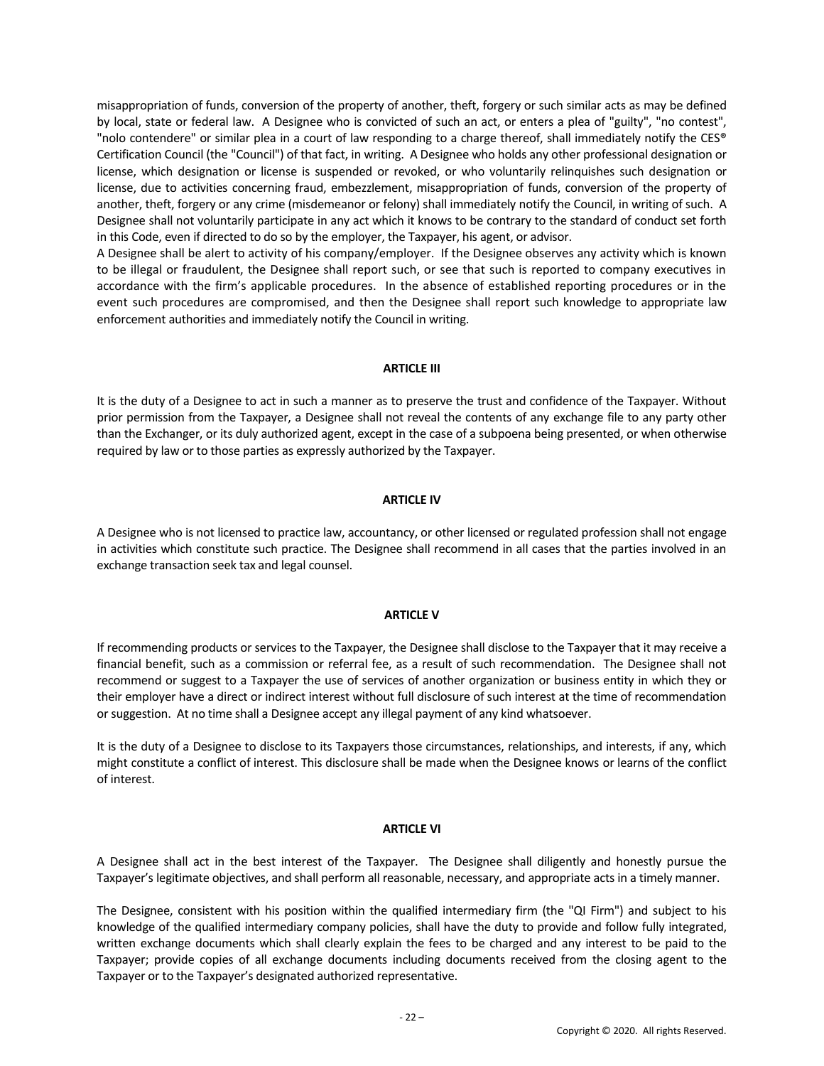misappropriation of funds, conversion of the property of another, theft, forgery or such similar acts as may be defined by local, state or federal law. A Designee who is convicted of such an act, or enters a plea of "guilty", "no contest", "nolo contendere" or similar plea in a court of law responding to a charge thereof, shall immediately notify the CES® Certification Council (the "Council") of that fact, in writing. A Designee who holds any other professional designation or license, which designation or license is suspended or revoked, or who voluntarily relinquishes such designation or license, due to activities concerning fraud, embezzlement, misappropriation of funds, conversion of the property of another, theft, forgery or any crime (misdemeanor or felony) shall immediately notify the Council, in writing of such. A Designee shall not voluntarily participate in any act which it knows to be contrary to the standard of conduct set forth in this Code, even if directed to do so by the employer, the Taxpayer, his agent, or advisor.

A Designee shall be alert to activity of his company/employer. If the Designee observes any activity which is known to be illegal or fraudulent, the Designee shall report such, or see that such is reported to company executives in accordance with the firm's applicable procedures. In the absence of established reporting procedures or in the event such procedures are compromised, and then the Designee shall report such knowledge to appropriate law enforcement authorities and immediately notify the Council in writing.

**ARTICLE III**

It is the duty of a Designee to act in such a manner as to preserve the trust and confidence of the Taxpayer. Without prior permission from the Taxpayer, a Designee shall not reveal the contents of any exchange file to any party other than the Exchanger, or its duly authorized agent, except in the case of a subpoena being presented, or when otherwise required by law or to those parties as expressly authorized by the Taxpayer.

**ARTICLE IV**

A Designee who is not licensed to practice law, accountancy, or other licensed or regulated profession shall not engage in activities which constitute such practice. The Designee shall recommend in all cases that the parties involved in an exchange transaction seek tax and legal counsel.

**ARTICLE V**

If recommending products or services to the Taxpayer, the Designee shall disclose to the Taxpayer that it may receive a financial benefit, such as a commission or referral fee, as a result of such recommendation. The Designee shall not recommend or suggest to a Taxpayer the use of services of another organization or business entity in which they or their employer have a direct or indirect interest without full disclosure of such interest at the time of recommendation or suggestion. At no time shall a Designee accept any illegal payment of any kind whatsoever.

It is the duty of a Designee to disclose to its Taxpayers those circumstances, relationships, and interests, if any, which might constitute a conflict of interest. This disclosure shall be made when the Designee knows or learns of the conflict of interest.

**ARTICLE VI**

A Designee shall act in the best interest of the Taxpayer. The Designee shall diligently and honestly pursue the Taxpayer's legitimate objectives, and shall perform all reasonable, necessary, and appropriate acts in a timely manner.

The Designee, consistent with his position within the qualified intermediary firm (the "QI Firm") and subject to his knowledge of the qualified intermediary company policies, shall have the duty to provide and follow fully integrated, written exchange documents which shall clearly explain the fees to be charged and any interest to be paid to the Taxpayer; provide copies of all exchange documents including documents received from the closing agent to the Taxpayer or to the Taxpayer's designated authorized representative.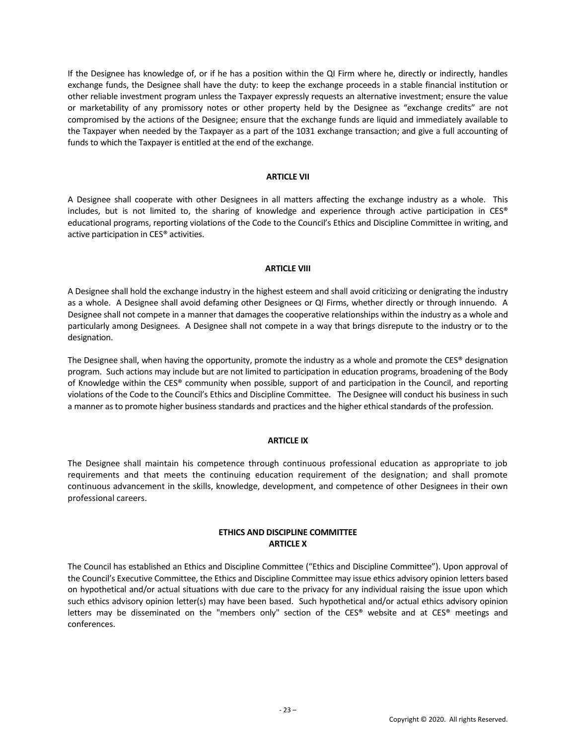If the Designee has knowledge of, or if he has a position within the QI Firm where he, directly or indirectly, handles exchange funds, the Designee shall have the duty: to keep the exchange proceeds in a stable financial institution or other reliable investment program unless the Taxpayer expressly requests an alternative investment; ensure the value or marketability of any promissory notes or other property held by the Designee as "exchange credits" are not compromised by the actions of the Designee; ensure that the exchange funds are liquid and immediately available to the Taxpayer when needed by the Taxpayer as a part of the 1031 exchange transaction; and give a full accounting of funds to which the Taxpayer is entitled at the end of the exchange.

**ARTICLE VII**

A Designee shall cooperate with other Designees in all matters affecting the exchange industry as a whole. This includes, but is not limited to, the sharing of knowledge and experience through active participation in CES® educational programs, reporting violations of the Code to the Council's Ethics and Discipline Committee in writing, and active participation in CES® activities.

**ARTICLE VIII**

A Designee shall hold the exchange industry in the highest esteem and shall avoid criticizing or denigrating the industry as a whole. A Designee shall avoid defaming other Designees or QI Firms, whether directly or through innuendo. A Designee shall not compete in a manner that damages the cooperative relationships within the industry as a whole and particularly among Designees. A Designee shall not compete in a way that brings disrepute to the industry or to the designation.

The Designee shall, when having the opportunity, promote the industry as a whole and promote the CES® designation program. Such actions may include but are not limited to participation in education programs, broadening of the Body of Knowledge within the CES® community when possible, support of and participation in the Council, and reporting violations of the Code to the Council's Ethics and Discipline Committee. The Designee will conduct his business in such a manner as to promote higher business standards and practices and the higher ethical standards of the profession.

**ARTICLE IX**

The Designee shall maintain his competence through continuous professional education as appropriate to job requirements and that meets the continuing education requirement of the designation; and shall promote continuous advancement in the skills, knowledge, development, and competence of other Designees in their own professional careers.

**ETHICS AND DISCIPLINE COMMITTEE**
**ARTICLE X**

The Council has established an Ethics and Discipline Committee ("Ethics and Discipline Committee"). Upon approval of the Council's Executive Committee, the Ethics and Discipline Committee may issue ethics advisory opinion letters based on hypothetical and/or actual situations with due care to the privacy for any individual raising the issue upon which such ethics advisory opinion letter(s) may have been based. Such hypothetical and/or actual ethics advisory opinion letters may be disseminated on the "members only" section of the CES® website and at CES® meetings and conferences.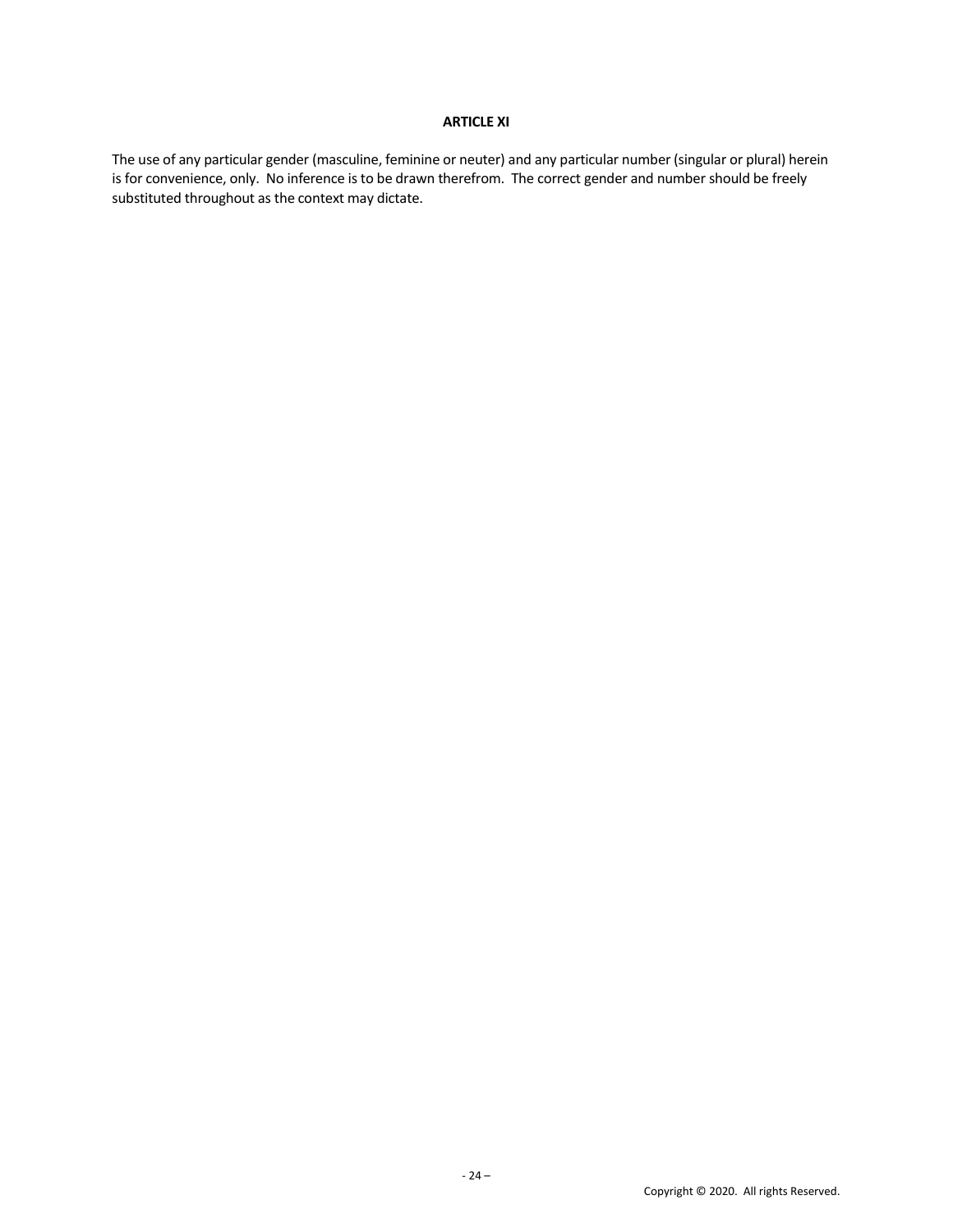## ARTICLE XI

The use of any particular gender (masculine, feminine or neuter) and any particular number (singular or plural) herein is for convenience, only. No inference is to be drawn therefrom. The correct gender and number should be freely substituted throughout as the context may dictate.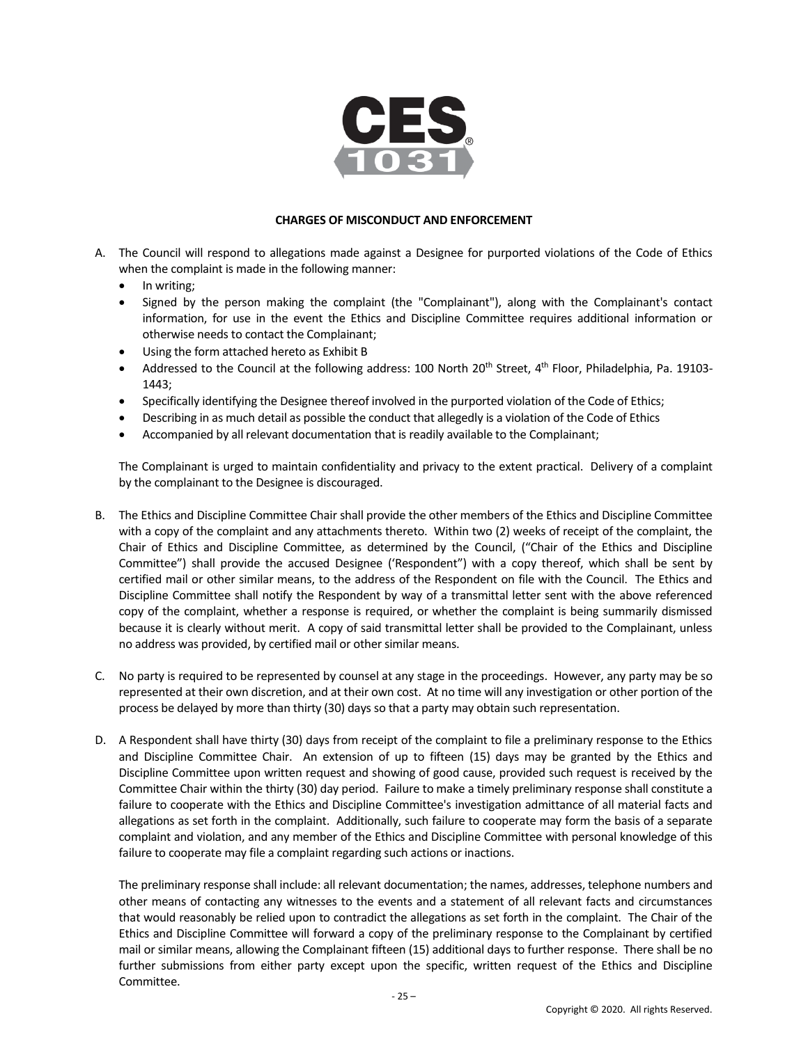## CHARGES OF MISCONDUCT AND ENFORCEMENT

A. The Council will respond to allegations made against a Designee for purported violations of the Code of Ethics when the complaint is made in the following manner:
   - In writing;
   - Signed by the person making the complaint (the "Complainant"), along with the Complainant's contact information, for use in the event the Ethics and Discipline Committee requires additional information or otherwise needs to contact the Complainant;
   - Using the form attached hereto as Exhibit B
   - Addressed to the Council at the following address: 100 North 20th Street, 4th Floor, Philadelphia, Pa. 19103-1443;
   - Specifically identifying the Designee thereof involved in the purported violation of the Code of Ethics;
   - Describing in as much detail as possible the conduct that allegedly is a violation of the Code of Ethics
   - Accompanied by all relevant documentation that is readily available to the Complainant;

   The Complainant is urged to maintain confidentiality and privacy to the extent practical. Delivery of a complaint by the complainant to the Designee is discouraged.

B. The Ethics and Discipline Committee Chair shall provide the other members of the Ethics and Discipline Committee with a copy of the complaint and any attachments thereto. Within two (2) weeks of receipt of the complaint, the Chair of Ethics and Discipline Committee, as determined by the Council, ("Chair of the Ethics and Discipline Committee") shall provide the accused Designee ('Respondent") with a copy thereof, which shall be sent by certified mail or other similar means, to the address of the Respondent on file with the Council. The Ethics and Discipline Committee shall notify the Respondent by way of a transmittal letter sent with the above referenced copy of the complaint, whether a response is required, or whether the complaint is being summarily dismissed because it is clearly without merit. A copy of said transmittal letter shall be provided to the Complainant, unless no address was provided, by certified mail or other similar means.

C. No party is required to be represented by counsel at any stage in the proceedings. However, any party may be so represented at their own discretion, and at their own cost. At no time will any investigation or other portion of the process be delayed by more than thirty (30) days so that a party may obtain such representation.

D. A Respondent shall have thirty (30) days from receipt of the complaint to file a preliminary response to the Ethics and Discipline Committee Chair. An extension of up to fifteen (15) days may be granted by the Ethics and Discipline Committee upon written request and showing of good cause, provided such request is received by the Committee Chair within the thirty (30) day period. Failure to make a timely preliminary response shall constitute a failure to cooperate with the Ethics and Discipline Committee's investigation admittance of all material facts and allegations as set forth in the complaint. Additionally, such failure to cooperate may form the basis of a separate complaint and violation, and any member of the Ethics and Discipline Committee with personal knowledge of this failure to cooperate may file a complaint regarding such actions or inactions.

   The preliminary response shall include: all relevant documentation; the names, addresses, telephone numbers and other means of contacting any witnesses to the events and a statement of all relevant facts and circumstances that would reasonably be relied upon to contradict the allegations as set forth in the complaint. The Chair of the Ethics and Discipline Committee will forward a copy of the preliminary response to the Complainant by certified mail or similar means, allowing the Complainant fifteen (15) additional days to further response. There shall be no further submissions from either party except upon the specific, written request of the Ethics and Discipline Committee.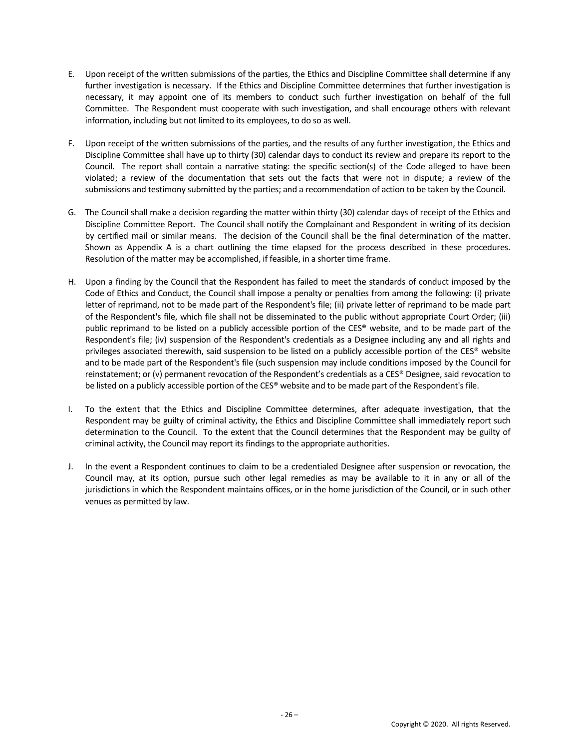E. Upon receipt of the written submissions of the parties, the Ethics and Discipline Committee shall determine if any further investigation is necessary. If the Ethics and Discipline Committee determines that further investigation is necessary, it may appoint one of its members to conduct such further investigation on behalf of the full Committee. The Respondent must cooperate with such investigation, and shall encourage others with relevant information, including but not limited to its employees, to do so as well.

F. Upon receipt of the written submissions of the parties, and the results of any further investigation, the Ethics and Discipline Committee shall have up to thirty (30) calendar days to conduct its review and prepare its report to the Council. The report shall contain a narrative stating: the specific section(s) of the Code alleged to have been violated; a review of the documentation that sets out the facts that were not in dispute; a review of the submissions and testimony submitted by the parties; and a recommendation of action to be taken by the Council.

G. The Council shall make a decision regarding the matter within thirty (30) calendar days of receipt of the Ethics and Discipline Committee Report. The Council shall notify the Complainant and Respondent in writing of its decision by certified mail or similar means. The decision of the Council shall be the final determination of the matter. Shown as Appendix A is a chart outlining the time elapsed for the process described in these procedures. Resolution of the matter may be accomplished, if feasible, in a shorter time frame.

H. Upon a finding by the Council that the Respondent has failed to meet the standards of conduct imposed by the Code of Ethics and Conduct, the Council shall impose a penalty or penalties from among the following: (i) private letter of reprimand, not to be made part of the Respondent's file; (ii) private letter of reprimand to be made part of the Respondent's file, which file shall not be disseminated to the public without appropriate Court Order; (iii) public reprimand to be listed on a publicly accessible portion of the CES® website, and to be made part of the Respondent's file; (iv) suspension of the Respondent's credentials as a Designee including any and all rights and privileges associated therewith, said suspension to be listed on a publicly accessible portion of the CES® website and to be made part of the Respondent's file (such suspension may include conditions imposed by the Council for reinstatement; or (v) permanent revocation of the Respondent's credentials as a CES® Designee, said revocation to be listed on a publicly accessible portion of the CES® website and to be made part of the Respondent's file.

I. To the extent that the Ethics and Discipline Committee determines, after adequate investigation, that the Respondent may be guilty of criminal activity, the Ethics and Discipline Committee shall immediately report such determination to the Council. To the extent that the Council determines that the Respondent may be guilty of criminal activity, the Council may report its findings to the appropriate authorities.

J. In the event a Respondent continues to claim to be a credentialed Designee after suspension or revocation, the Council may, at its option, pursue such other legal remedies as may be available to it in any or all of the jurisdictions in which the Respondent maintains offices, or in the home jurisdiction of the Council, or in such other venues as permitted by law.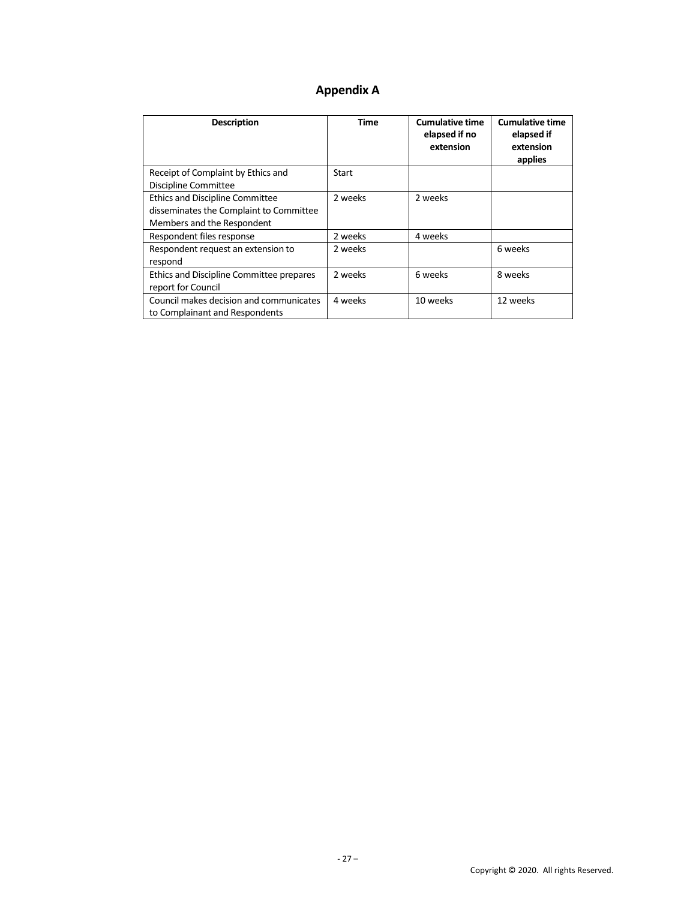# Appendix A

| Description | Time | Cumulative time elapsed if no extension | Cumulative time elapsed if extension applies |
|---|---|---|---|
| Receipt of Complaint by Ethics and Discipline Committee | Start | | |
| Ethics and Discipline Committee disseminates the Complaint to Committee Members and the Respondent | 2 weeks | 2 weeks | |
| Respondent files response | 2 weeks | 4 weeks | |
| Respondent request an extension to respond | 2 weeks | | 6 weeks |
| Ethics and Discipline Committee prepares report for Council | 2 weeks | 6 weeks | 8 weeks |
| Council makes decision and communicates to Complainant and Respondents | 4 weeks | 10 weeks | 12 weeks |

Copyright © 2020. All rights Reserved.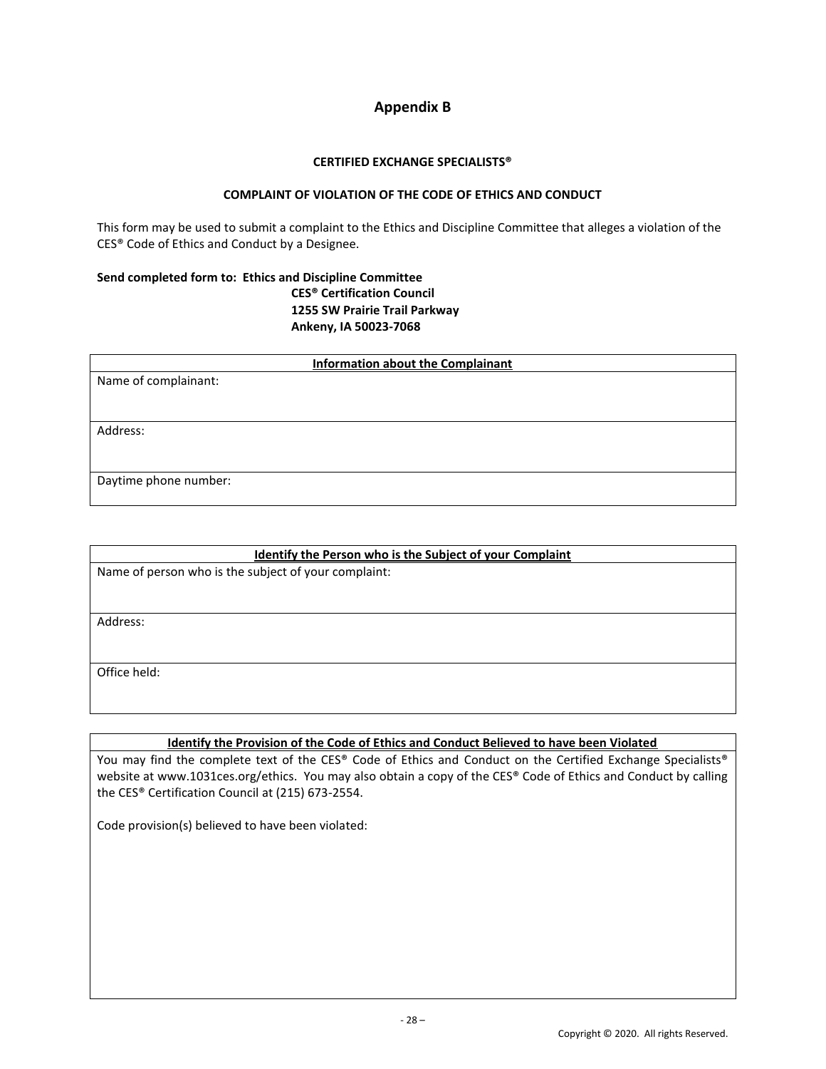# Appendix B

**CERTIFIED EXCHANGE SPECIALISTS®**

**COMPLAINT OF VIOLATION OF THE CODE OF ETHICS AND CONDUCT**

This form may be used to submit a complaint to the Ethics and Discipline Committee that alleges a violation of the CES® Code of Ethics and Conduct by a Designee.

**Send completed form to: Ethics and Discipline Committee**
**CES® Certification Council**
**1255 SW Prairie Trail Parkway**
**Ankeny, IA 50023-7068**

| **Information about the Complainant** |
|---|
| Name of complainant: |
| Address: |
| Daytime phone number: |

| **Identify the Person who is the Subject of your Complaint** |
|---|
| Name of person who is the subject of your complaint: |
| Address: |
| Office held: |

| **Identify the Provision of the Code of Ethics and Conduct Believed to have been Violated** |
|---|
| You may find the complete text of the CES® Code of Ethics and Conduct on the Certified Exchange Specialists® website at www.1031ces.org/ethics. You may also obtain a copy of the CES® Code of Ethics and Conduct by calling the CES® Certification Council at (215) 673-2554.<br><br>Code provision(s) believed to have been violated: |

Copyright © 2020. All rights Reserved.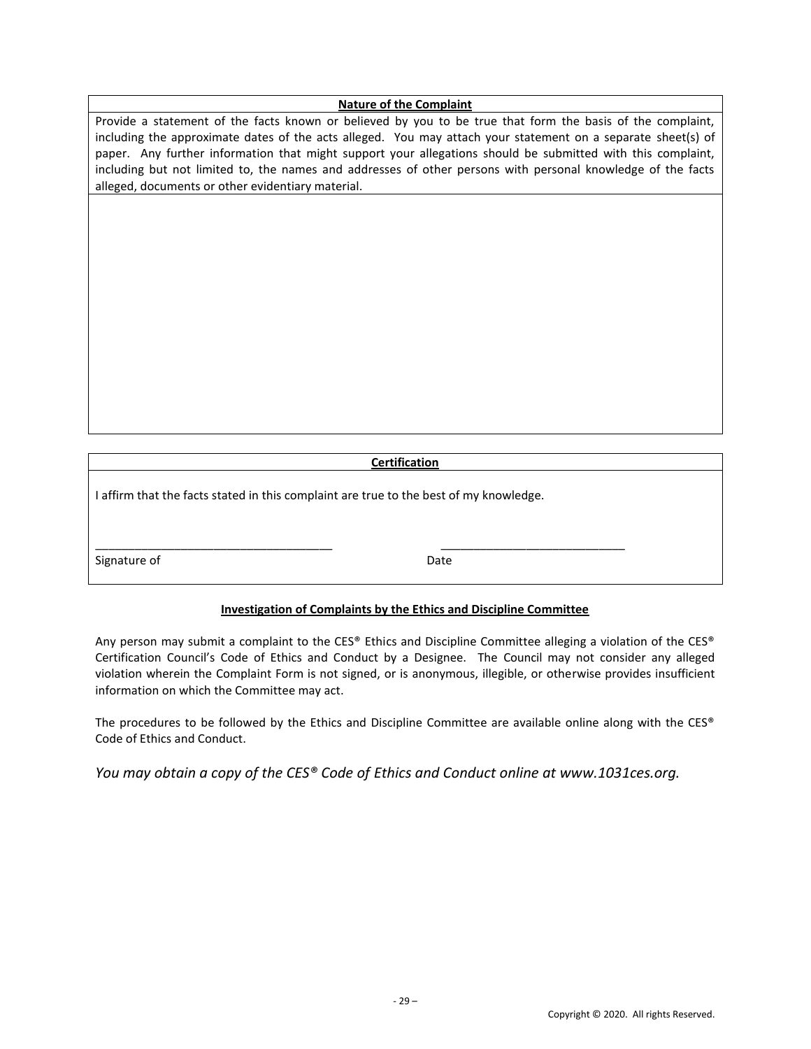**Nature of the Complaint**

Provide a statement of the facts known or believed by you to be true that form the basis of the complaint, including the approximate dates of the acts alleged. You may attach your statement on a separate sheet(s) of paper. Any further information that might support your allegations should be submitted with this complaint, including but not limited to, the names and addresses of other persons with personal knowledge of the facts alleged, documents or other evidentiary material.

**Certification**

I affirm that the facts stated in this complaint are true to the best of my knowledge.

\_\_\_\_\_\_\_\_\_\_\_\_\_\_\_\_\_\_\_\_\_\_\_\_\_\_\_\_\_\_\_\_\_\_\_\_ \_\_\_\_\_\_\_\_\_\_\_\_\_\_\_\_\_\_\_\_\_\_\_\_\_\_\_\_\_\_

Signature of Date

**Investigation of Complaints by the Ethics and Discipline Committee**

Any person may submit a complaint to the CES® Ethics and Discipline Committee alleging a violation of the CES® Certification Council's Code of Ethics and Conduct by a Designee. The Council may not consider any alleged violation wherein the Complaint Form is not signed, or is anonymous, illegible, or otherwise provides insufficient information on which the Committee may act.

The procedures to be followed by the Ethics and Discipline Committee are available online along with the CES® Code of Ethics and Conduct.

*You may obtain a copy of the CES® Code of Ethics and Conduct online at www.1031ces.org.*

Copyright © 2020. All rights Reserved.